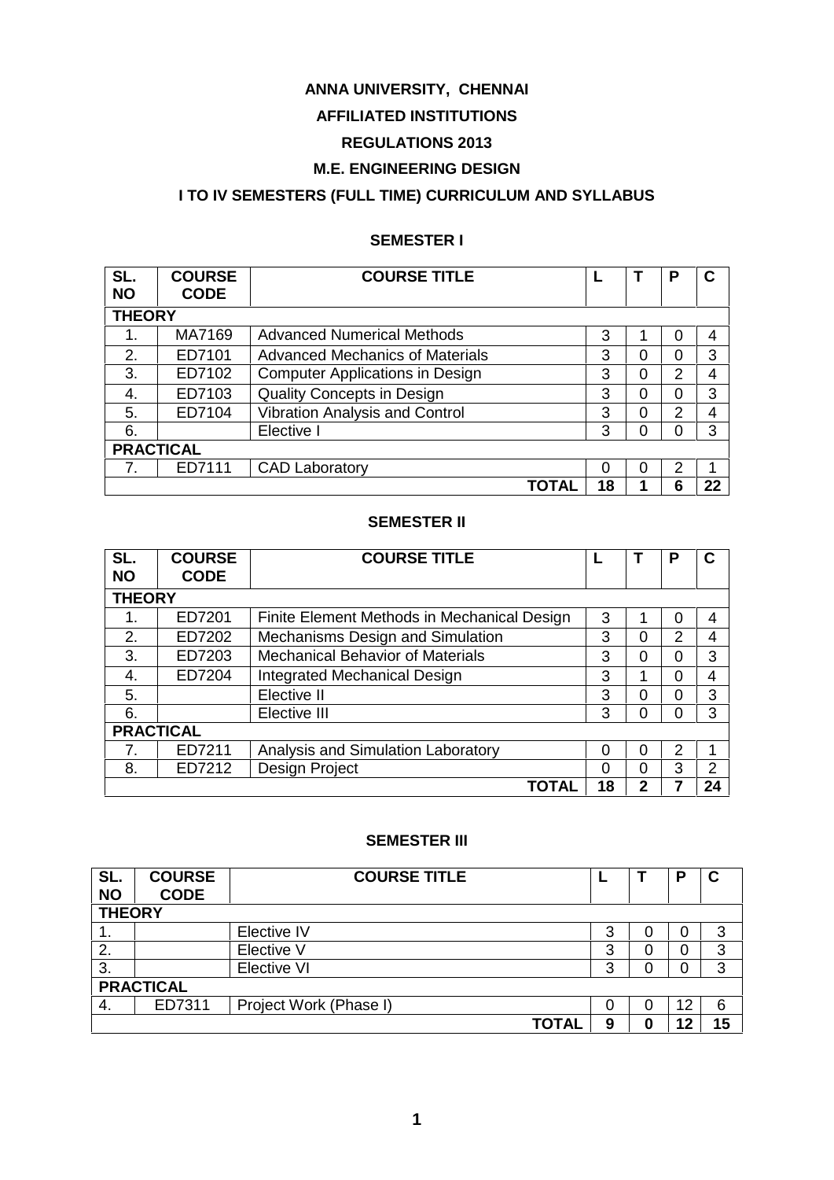# ANNA UNIVERSITY, CHENNAI

## AFFILIATED INSTITUTIONS

## REGULATIONS 2013

## M.E. ENGINEERING DESIGN

## I TO IV SEMESTERS (FULL TIME) CURRICULUM AND SYLLABUS

### SEMESTER I

| SL. NO | COURSE CODE | COURSE TITLE | L | T | P | C |
|---|---|---|---|---|---|---|
| **THEORY** | | | | | | |
| 1. | MA7169 | Advanced Numerical Methods | 3 | 1 | 0 | 4 |
| 2. | ED7101 | Advanced Mechanics of Materials | 3 | 0 | 0 | 3 |
| 3. | ED7102 | Computer Applications in Design | 3 | 0 | 2 | 4 |
| 4. | ED7103 | Quality Concepts in Design | 3 | 0 | 0 | 3 |
| 5. | ED7104 | Vibration Analysis and Control | 3 | 0 | 2 | 4 |
| 6. | | Elective I | 3 | 0 | 0 | 3 |
| **PRACTICAL** | | | | | | |
| 7. | ED7111 | CAD Laboratory | 0 | 0 | 2 | 1 |
| | | **TOTAL** | **18** | **1** | **6** | **22** |

### SEMESTER II

| SL. NO | COURSE CODE | COURSE TITLE | L | T | P | C |
|---|---|---|---|---|---|---|
| **THEORY** | | | | | | |
| 1. | ED7201 | Finite Element Methods in Mechanical Design | 3 | 1 | 0 | 4 |
| 2. | ED7202 | Mechanisms Design and Simulation | 3 | 0 | 2 | 4 |
| 3. | ED7203 | Mechanical Behavior of Materials | 3 | 0 | 0 | 3 |
| 4. | ED7204 | Integrated Mechanical Design | 3 | 1 | 0 | 4 |
| 5. | | Elective II | 3 | 0 | 0 | 3 |
| 6. | | Elective III | 3 | 0 | 0 | 3 |
| **PRACTICAL** | | | | | | |
| 7. | ED7211 | Analysis and Simulation Laboratory | 0 | 0 | 2 | 1 |
| 8. | ED7212 | Design Project | 0 | 0 | 3 | 2 |
| | | **TOTAL** | **18** | **2** | **7** | **24** |

### SEMESTER III

| SL. NO | COURSE CODE | COURSE TITLE | L | T | P | C |
|---|---|---|---|---|---|---|
| **THEORY** | | | | | | |
| 1. | | Elective IV | 3 | 0 | 0 | 3 |
| 2. | | Elective V | 3 | 0 | 0 | 3 |
| 3. | | Elective VI | 3 | 0 | 0 | 3 |
| **PRACTICAL** | | | | | | |
| 4. | ED7311 | Project Work (Phase I) | 0 | 0 | 12 | 6 |
| | | **TOTAL** | **9** | **0** | **12** | **15** |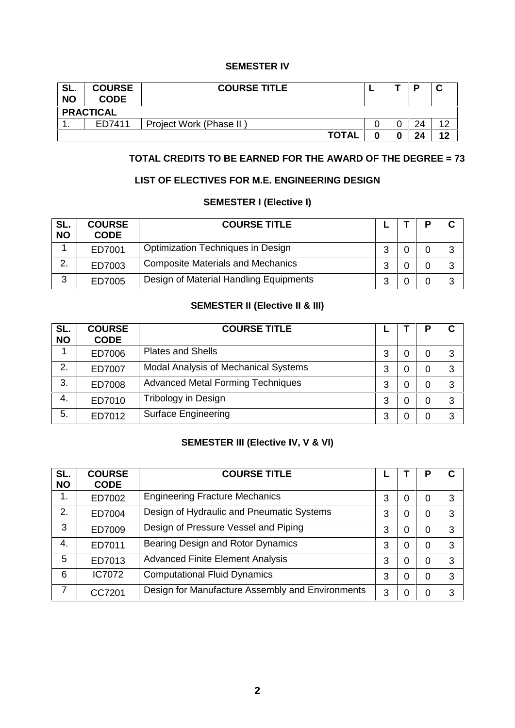### SEMESTER IV

| SL. NO | COURSE CODE | COURSE TITLE | L | T | P | C |
|---|---|---|---|---|---|---|
| **PRACTICAL** | | | | | | |
| 1. | ED7411 | Project Work (Phase II ) | 0 | 0 | 24 | 12 |
| | | **TOTAL** | **0** | **0** | **24** | **12** |

**TOTAL CREDITS TO BE EARNED FOR THE AWARD OF THE DEGREE = 73**

### LIST OF ELECTIVES FOR M.E. ENGINEERING DESIGN

### SEMESTER I (Elective I)

| SL. NO | COURSE CODE | COURSE TITLE | L | T | P | C |
|---|---|---|---|---|---|---|
| 1 | ED7001 | Optimization Techniques in Design | 3 | 0 | 0 | 3 |
| 2. | ED7003 | Composite Materials and Mechanics | 3 | 0 | 0 | 3 |
| 3 | ED7005 | Design of Material Handling Equipments | 3 | 0 | 0 | 3 |

### SEMESTER II (Elective II & III)

| SL. NO | COURSE CODE | COURSE TITLE | L | T | P | C |
|---|---|---|---|---|---|---|
| 1 | ED7006 | Plates and Shells | 3 | 0 | 0 | 3 |
| 2. | ED7007 | Modal Analysis of Mechanical Systems | 3 | 0 | 0 | 3 |
| 3. | ED7008 | Advanced Metal Forming Techniques | 3 | 0 | 0 | 3 |
| 4. | ED7010 | Tribology in Design | 3 | 0 | 0 | 3 |
| 5. | ED7012 | Surface Engineering | 3 | 0 | 0 | 3 |

### SEMESTER III (Elective IV, V & VI)

| SL. NO | COURSE CODE | COURSE TITLE | L | T | P | C |
|---|---|---|---|---|---|---|
| 1. | ED7002 | Engineering Fracture Mechanics | 3 | 0 | 0 | 3 |
| 2. | ED7004 | Design of Hydraulic and Pneumatic Systems | 3 | 0 | 0 | 3 |
| 3 | ED7009 | Design of Pressure Vessel and Piping | 3 | 0 | 0 | 3 |
| 4. | ED7011 | Bearing Design and Rotor Dynamics | 3 | 0 | 0 | 3 |
| 5 | ED7013 | Advanced Finite Element Analysis | 3 | 0 | 0 | 3 |
| 6 | IC7072 | Computational Fluid Dynamics | 3 | 0 | 0 | 3 |
| 7 | CC7201 | Design for Manufacture Assembly and Environments | 3 | 0 | 0 | 3 |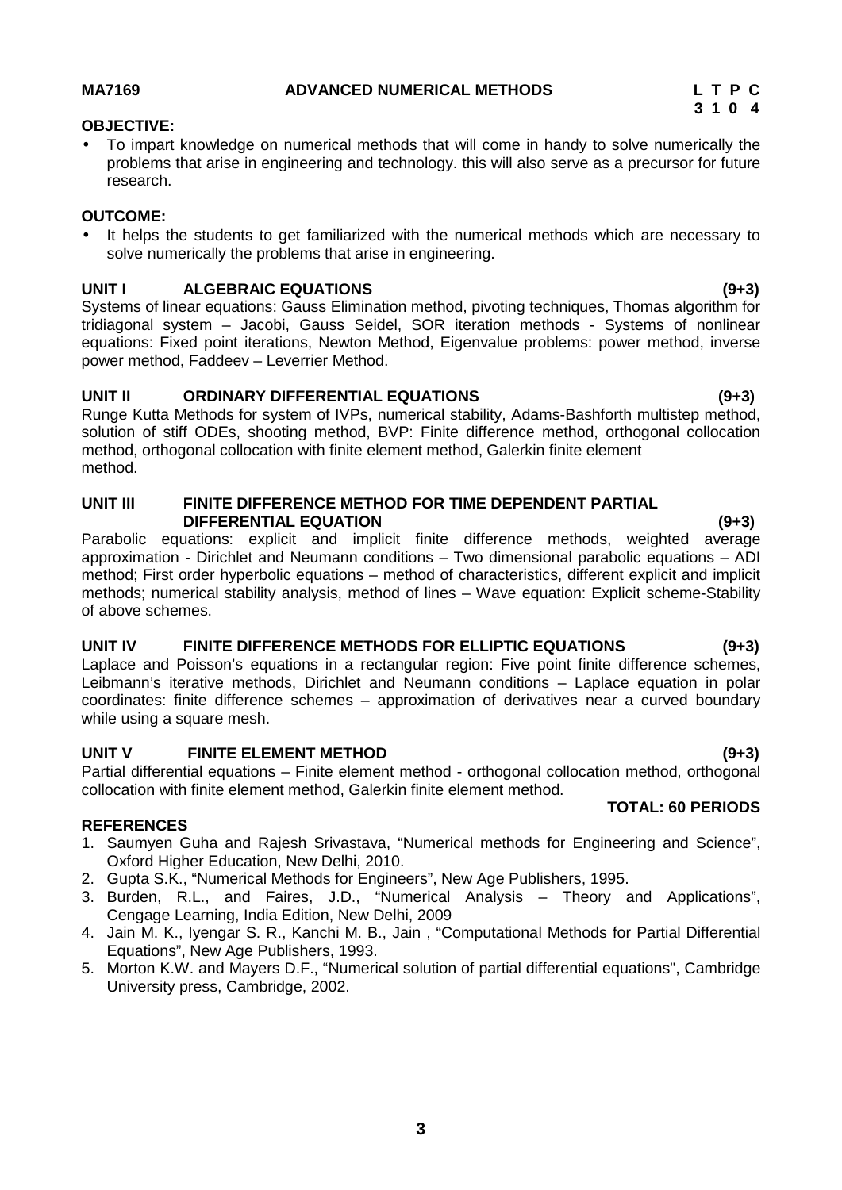**MA7169 ADVANCED NUMERICAL METHODS**

| L | T | P | C |
|---|---|---|---|
| 3 | 1 | 0 | 4 |

**OBJECTIVE:**

- To impart knowledge on numerical methods that will come in handy to solve numerically the problems that arise in engineering and technology. this will also serve as a precursor for future research.

**OUTCOME:**

- It helps the students to get familiarized with the numerical methods which are necessary to solve numerically the problems that arise in engineering.

**UNIT I ALGEBRAIC EQUATIONS (9+3)**

Systems of linear equations: Gauss Elimination method, pivoting techniques, Thomas algorithm for tridiagonal system – Jacobi, Gauss Seidel, SOR iteration methods - Systems of nonlinear equations: Fixed point iterations, Newton Method, Eigenvalue problems: power method, inverse power method, Faddeev – Leverrier Method.

**UNIT II ORDINARY DIFFERENTIAL EQUATIONS (9+3)**

Runge Kutta Methods for system of IVPs, numerical stability, Adams-Bashforth multistep method, solution of stiff ODEs, shooting method, BVP: Finite difference method, orthogonal collocation method, orthogonal collocation with finite element method, Galerkin finite element method.

**UNIT III FINITE DIFFERENCE METHOD FOR TIME DEPENDENT PARTIAL DIFFERENTIAL EQUATION (9+3)**

Parabolic equations: explicit and implicit finite difference methods, weighted average approximation - Dirichlet and Neumann conditions – Two dimensional parabolic equations – ADI method; First order hyperbolic equations – method of characteristics, different explicit and implicit methods; numerical stability analysis, method of lines – Wave equation: Explicit scheme-Stability of above schemes.

**UNIT IV FINITE DIFFERENCE METHODS FOR ELLIPTIC EQUATIONS (9+3)**

Laplace and Poisson's equations in a rectangular region: Five point finite difference schemes, Leibmann's iterative methods, Dirichlet and Neumann conditions – Laplace equation in polar coordinates: finite difference schemes – approximation of derivatives near a curved boundary while using a square mesh.

**UNIT V FINITE ELEMENT METHOD (9+3)**

Partial differential equations – Finite element method - orthogonal collocation method, orthogonal collocation with finite element method, Galerkin finite element method.

**TOTAL: 60 PERIODS**

**REFERENCES**

1. Saumyen Guha and Rajesh Srivastava, "Numerical methods for Engineering and Science", Oxford Higher Education, New Delhi, 2010.
2. Gupta S.K., "Numerical Methods for Engineers", New Age Publishers, 1995.
3. Burden, R.L., and Faires, J.D., "Numerical Analysis – Theory and Applications", Cengage Learning, India Edition, New Delhi, 2009
4. Jain M. K., Iyengar S. R., Kanchi M. B., Jain , "Computational Methods for Partial Differential Equations", New Age Publishers, 1993.
5. Morton K.W. and Mayers D.F., "Numerical solution of partial differential equations", Cambridge University press, Cambridge, 2002.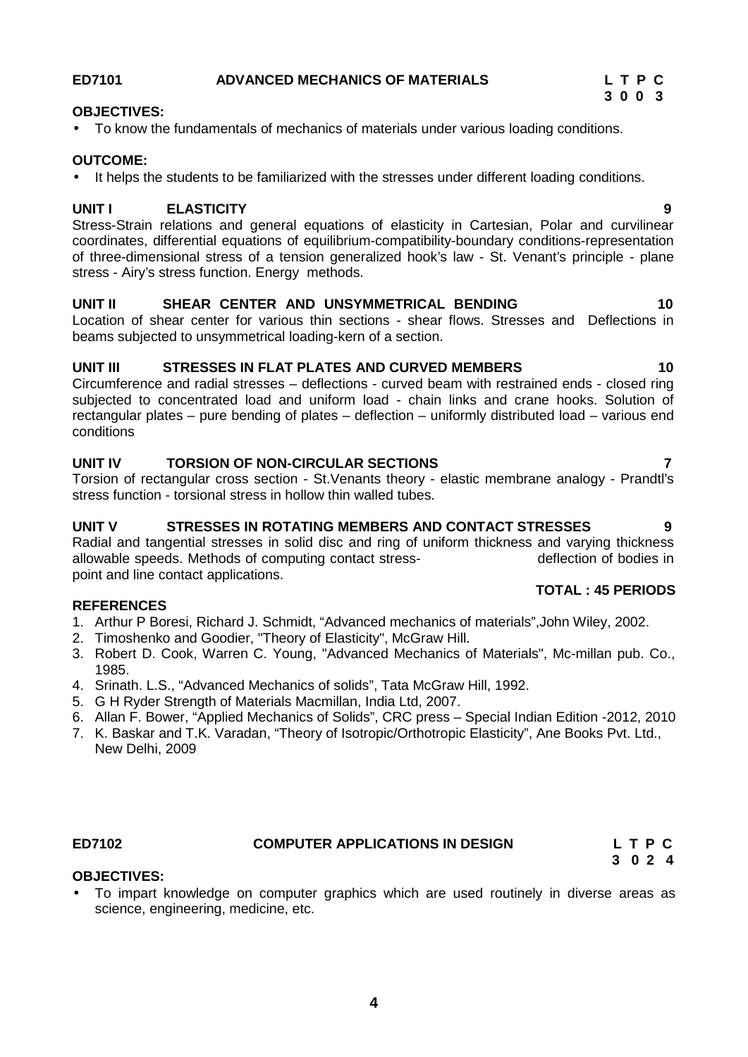**ED7101 ADVANCED MECHANICS OF MATERIALS** **L T P C**
**3 0 0 3**

**OBJECTIVES:**

- To know the fundamentals of mechanics of materials under various loading conditions.

**OUTCOME:**

- It helps the students to be familiarized with the stresses under different loading conditions.

**UNIT I ELASTICITY 9**

Stress-Strain relations and general equations of elasticity in Cartesian, Polar and curvilinear coordinates, differential equations of equilibrium-compatibility-boundary conditions-representation of three-dimensional stress of a tension generalized hook's law - St. Venant's principle - plane stress - Airy's stress function. Energy methods.

**UNIT II SHEAR CENTER AND UNSYMMETRICAL BENDING 10**

Location of shear center for various thin sections - shear flows. Stresses and Deflections in beams subjected to unsymmetrical loading-kern of a section.

**UNIT III STRESSES IN FLAT PLATES AND CURVED MEMBERS 10**

Circumference and radial stresses – deflections - curved beam with restrained ends - closed ring subjected to concentrated load and uniform load - chain links and crane hooks. Solution of rectangular plates – pure bending of plates – deflection – uniformly distributed load – various end conditions

**UNIT IV TORSION OF NON-CIRCULAR SECTIONS 7**

Torsion of rectangular cross section - St.Venants theory - elastic membrane analogy - Prandtl's stress function - torsional stress in hollow thin walled tubes.

**UNIT V STRESSES IN ROTATING MEMBERS AND CONTACT STRESSES 9**

Radial and tangential stresses in solid disc and ring of uniform thickness and varying thickness allowable speeds. Methods of computing contact stress- deflection of bodies in point and line contact applications.

**TOTAL : 45 PERIODS**

**REFERENCES**

1. Arthur P Boresi, Richard J. Schmidt, "Advanced mechanics of materials",John Wiley, 2002.
2. Timoshenko and Goodier, "Theory of Elasticity", McGraw Hill.
3. Robert D. Cook, Warren C. Young, "Advanced Mechanics of Materials", Mc-millan pub. Co., 1985.
4. Srinath. L.S., "Advanced Mechanics of solids", Tata McGraw Hill, 1992.
5. G H Ryder Strength of Materials Macmillan, India Ltd, 2007.
6. Allan F. Bower, "Applied Mechanics of Solids", CRC press – Special Indian Edition -2012, 2010
7. K. Baskar and T.K. Varadan, "Theory of Isotropic/Orthotropic Elasticity", Ane Books Pvt. Ltd., New Delhi, 2009

**ED7102 COMPUTER APPLICATIONS IN DESIGN** **L T P C**
**3 0 2 4**

**OBJECTIVES:**

- To impart knowledge on computer graphics which are used routinely in diverse areas as science, engineering, medicine, etc.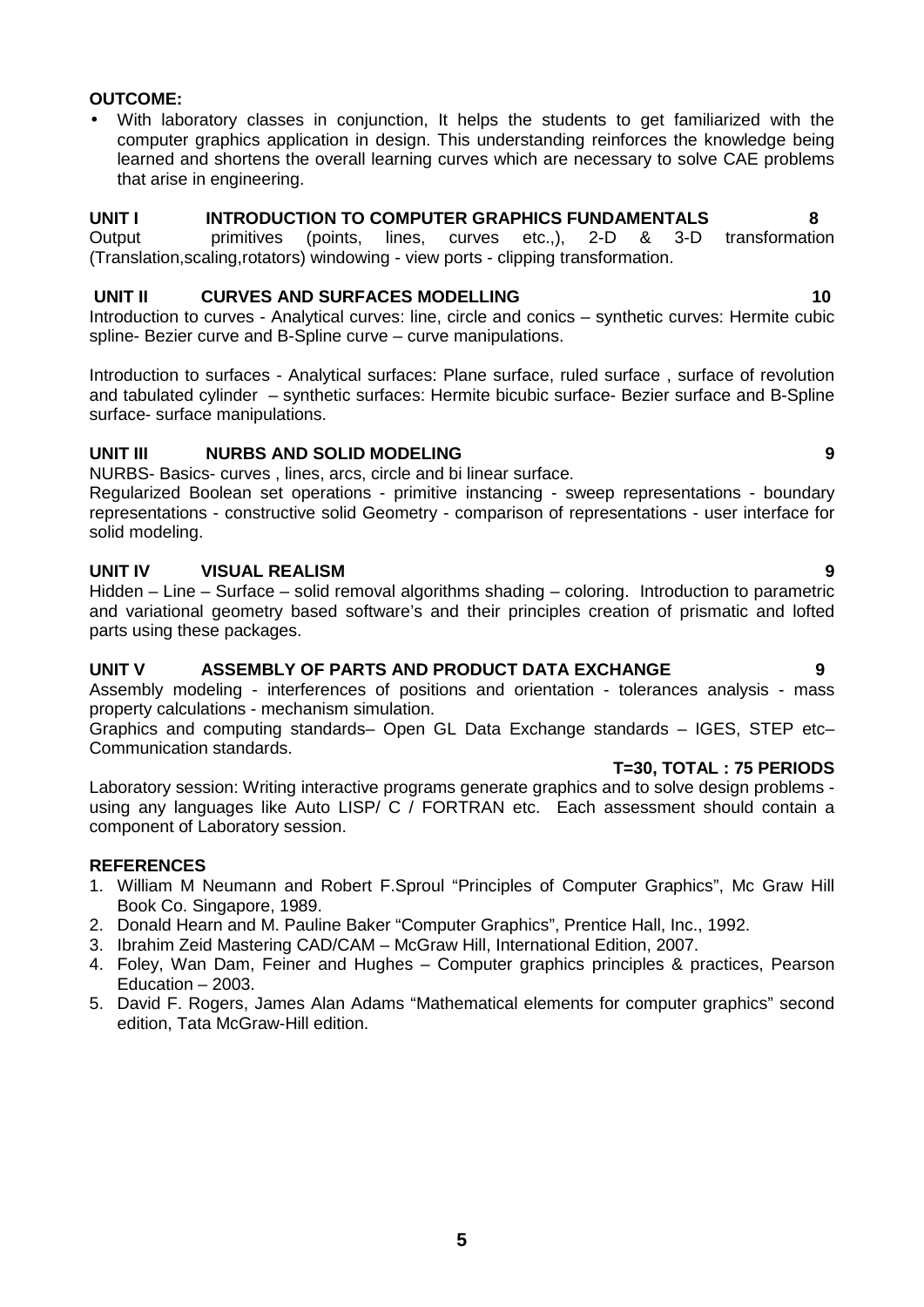**OUTCOME:**

- With laboratory classes in conjunction, It helps the students to get familiarized with the computer graphics application in design. This understanding reinforces the knowledge being learned and shortens the overall learning curves which are necessary to solve CAE problems that arise in engineering.

**UNIT I INTRODUCTION TO COMPUTER GRAPHICS FUNDAMENTALS 8**

Output primitives (points, lines, curves etc.,), 2-D & 3-D transformation (Translation,scaling,rotators) windowing - view ports - clipping transformation.

**UNIT II CURVES AND SURFACES MODELLING 10**

Introduction to curves - Analytical curves: line, circle and conics – synthetic curves: Hermite cubic spline- Bezier curve and B-Spline curve – curve manipulations.

Introduction to surfaces - Analytical surfaces: Plane surface, ruled surface , surface of revolution and tabulated cylinder – synthetic surfaces: Hermite bicubic surface- Bezier surface and B-Spline surface- surface manipulations.

**UNIT III NURBS AND SOLID MODELING 9**

NURBS- Basics- curves , lines, arcs, circle and bi linear surface.
Regularized Boolean set operations - primitive instancing - sweep representations - boundary representations - constructive solid Geometry - comparison of representations - user interface for solid modeling.

**UNIT IV VISUAL REALISM 9**

Hidden – Line – Surface – solid removal algorithms shading – coloring. Introduction to parametric and variational geometry based software's and their principles creation of prismatic and lofted parts using these packages.

**UNIT V ASSEMBLY OF PARTS AND PRODUCT DATA EXCHANGE 9**

Assembly modeling - interferences of positions and orientation - tolerances analysis - mass property calculations - mechanism simulation.
Graphics and computing standards– Open GL Data Exchange standards – IGES, STEP etc– Communication standards.

**T=30, TOTAL : 75 PERIODS**

Laboratory session: Writing interactive programs generate graphics and to solve design problems - using any languages like Auto LISP/ C / FORTRAN etc. Each assessment should contain a component of Laboratory session.

**REFERENCES**

1. William M Neumann and Robert F.Sproul "Principles of Computer Graphics", Mc Graw Hill Book Co. Singapore, 1989.
2. Donald Hearn and M. Pauline Baker "Computer Graphics", Prentice Hall, Inc., 1992.
3. Ibrahim Zeid Mastering CAD/CAM – McGraw Hill, International Edition, 2007.
4. Foley, Wan Dam, Feiner and Hughes – Computer graphics principles & practices, Pearson Education – 2003.
5. David F. Rogers, James Alan Adams "Mathematical elements for computer graphics" second edition, Tata McGraw-Hill edition.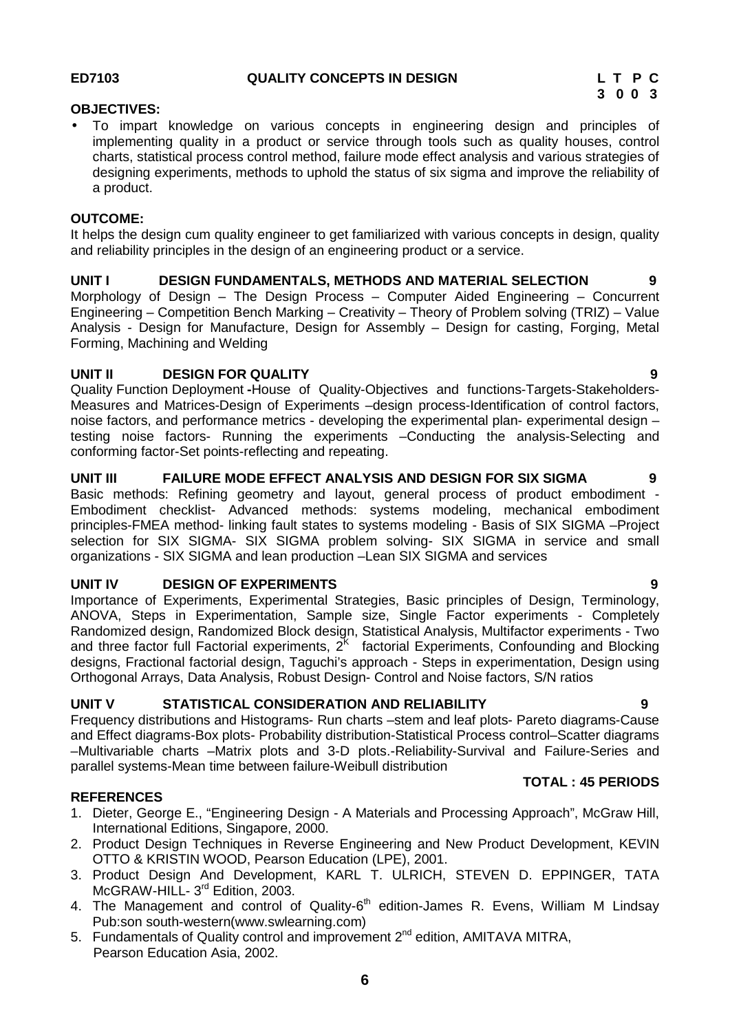**ED7103 QUALITY CONCEPTS IN DESIGN**

| L | T | P | C |
|---|---|---|---|
| 3 | 0 | 0 | 3 |

**OBJECTIVES:**

- To impart knowledge on various concepts in engineering design and principles of implementing quality in a product or service through tools such as quality houses, control charts, statistical process control method, failure mode effect analysis and various strategies of designing experiments, methods to uphold the status of six sigma and improve the reliability of a product.

**OUTCOME:**

It helps the design cum quality engineer to get familiarized with various concepts in design, quality and reliability principles in the design of an engineering product or a service.

**UNIT I DESIGN FUNDAMENTALS, METHODS AND MATERIAL SELECTION 9**

Morphology of Design – The Design Process – Computer Aided Engineering – Concurrent Engineering – Competition Bench Marking – Creativity – Theory of Problem solving (TRIZ) – Value Analysis - Design for Manufacture, Design for Assembly – Design for casting, Forging, Metal Forming, Machining and Welding

**UNIT II DESIGN FOR QUALITY 9**

Quality Function Deployment **-**House of Quality-Objectives and functions-Targets-Stakeholders-Measures and Matrices-Design of Experiments –design process-Identification of control factors, noise factors, and performance metrics - developing the experimental plan- experimental design –testing noise factors- Running the experiments –Conducting the analysis-Selecting and conforming factor-Set points-reflecting and repeating.

**UNIT III FAILURE MODE EFFECT ANALYSIS AND DESIGN FOR SIX SIGMA 9**

Basic methods: Refining geometry and layout, general process of product embodiment - Embodiment checklist- Advanced methods: systems modeling, mechanical embodiment principles-FMEA method- linking fault states to systems modeling - Basis of SIX SIGMA –Project selection for SIX SIGMA- SIX SIGMA problem solving- SIX SIGMA in service and small organizations - SIX SIGMA and lean production –Lean SIX SIGMA and services

**UNIT IV DESIGN OF EXPERIMENTS 9**

Importance of Experiments, Experimental Strategies, Basic principles of Design, Terminology, ANOVA, Steps in Experimentation, Sample size, Single Factor experiments - Completely Randomized design, Randomized Block design, Statistical Analysis, Multifactor experiments - Two and three factor full Factorial experiments, $2^K$ factorial Experiments, Confounding and Blocking designs, Fractional factorial design, Taguchi's approach - Steps in experimentation, Design using Orthogonal Arrays, Data Analysis, Robust Design- Control and Noise factors, S/N ratios

**UNIT V STATISTICAL CONSIDERATION AND RELIABILITY 9**

Frequency distributions and Histograms- Run charts –stem and leaf plots- Pareto diagrams-Cause and Effect diagrams-Box plots- Probability distribution-Statistical Process control–Scatter diagrams –Multivariable charts –Matrix plots and 3-D plots.-Reliability-Survival and Failure-Series and parallel systems-Mean time between failure-Weibull distribution

**TOTAL : 45 PERIODS**

**REFERENCES**

1. Dieter, George E., "Engineering Design - A Materials and Processing Approach", McGraw Hill, International Editions, Singapore, 2000.
2. Product Design Techniques in Reverse Engineering and New Product Development, KEVIN OTTO & KRISTIN WOOD, Pearson Education (LPE), 2001.
3. Product Design And Development, KARL T. ULRICH, STEVEN D. EPPINGER, TATA McGRAW-HILL- 3rd Edition, 2003.
4. The Management and control of Quality-6th edition-James R. Evens, William M Lindsay Pub:son south-western(www.swlearning.com)
5. Fundamentals of Quality control and improvement 2nd edition, AMITAVA MITRA, Pearson Education Asia, 2002.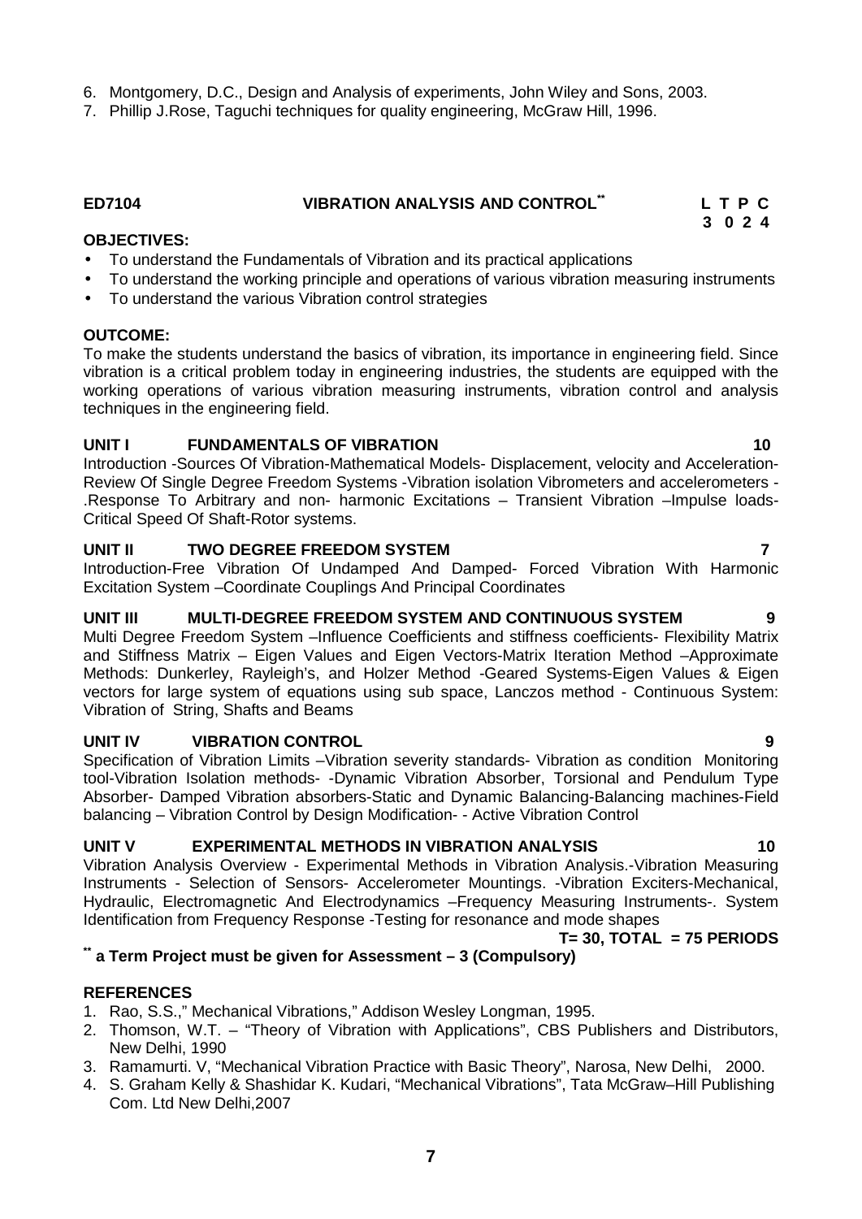6. Montgomery, D.C., Design and Analysis of experiments, John Wiley and Sons, 2003.
7. Phillip J.Rose, Taguchi techniques for quality engineering, McGraw Hill, 1996.

**ED7104 VIBRATION ANALYSIS AND CONTROL**\*\* **L T P C**
**3 0 2 4**

**OBJECTIVES:**

- To understand the Fundamentals of Vibration and its practical applications
- To understand the working principle and operations of various vibration measuring instruments
- To understand the various Vibration control strategies

**OUTCOME:**

To make the students understand the basics of vibration, its importance in engineering field. Since vibration is a critical problem today in engineering industries, the students are equipped with the working operations of various vibration measuring instruments, vibration control and analysis techniques in the engineering field.

**UNIT I FUNDAMENTALS OF VIBRATION 10**

Introduction -Sources Of Vibration-Mathematical Models- Displacement, velocity and Acceleration-Review Of Single Degree Freedom Systems -Vibration isolation Vibrometers and accelerometers - .Response To Arbitrary and non- harmonic Excitations – Transient Vibration –Impulse loads-Critical Speed Of Shaft-Rotor systems.

**UNIT II TWO DEGREE FREEDOM SYSTEM 7**

Introduction-Free Vibration Of Undamped And Damped- Forced Vibration With Harmonic Excitation System –Coordinate Couplings And Principal Coordinates

**UNIT III MULTI-DEGREE FREEDOM SYSTEM AND CONTINUOUS SYSTEM 9**

Multi Degree Freedom System –Influence Coefficients and stiffness coefficients- Flexibility Matrix and Stiffness Matrix – Eigen Values and Eigen Vectors-Matrix Iteration Method –Approximate Methods: Dunkerley, Rayleigh's, and Holzer Method -Geared Systems-Eigen Values & Eigen vectors for large system of equations using sub space, Lanczos method - Continuous System: Vibration of String, Shafts and Beams

**UNIT IV VIBRATION CONTROL 9**

Specification of Vibration Limits –Vibration severity standards- Vibration as condition Monitoring tool-Vibration Isolation methods- -Dynamic Vibration Absorber, Torsional and Pendulum Type Absorber- Damped Vibration absorbers-Static and Dynamic Balancing-Balancing machines-Field balancing – Vibration Control by Design Modification- - Active Vibration Control

**UNIT V EXPERIMENTAL METHODS IN VIBRATION ANALYSIS 10**

Vibration Analysis Overview - Experimental Methods in Vibration Analysis.-Vibration Measuring Instruments - Selection of Sensors- Accelerometer Mountings. -Vibration Exciters-Mechanical, Hydraulic, Electromagnetic And Electrodynamics –Frequency Measuring Instruments-. System Identification from Frequency Response -Testing for resonance and mode shapes

**T= 30, TOTAL = 75 PERIODS**

**\*\* a Term Project must be given for Assessment – 3 (Compulsory)**

**REFERENCES**

1. Rao, S.S.," Mechanical Vibrations," Addison Wesley Longman, 1995.
2. Thomson, W.T. – "Theory of Vibration with Applications", CBS Publishers and Distributors, New Delhi, 1990
3. Ramamurti. V, "Mechanical Vibration Practice with Basic Theory", Narosa, New Delhi, 2000.
4. S. Graham Kelly & Shashidar K. Kudari, "Mechanical Vibrations", Tata McGraw–Hill Publishing Com. Ltd New Delhi,2007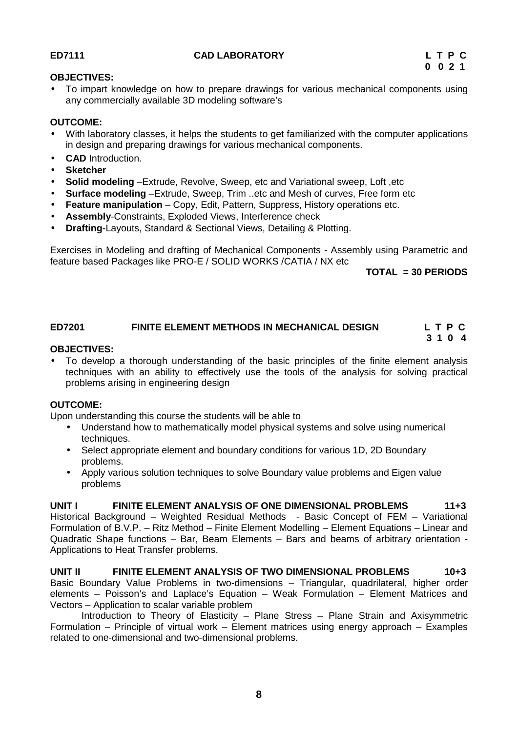**ED7111 CAD LABORATORY L T P C**
**0 0 2 1**

**OBJECTIVES:**

- To impart knowledge on how to prepare drawings for various mechanical components using any commercially available 3D modeling software's

**OUTCOME:**

- With laboratory classes, it helps the students to get familiarized with the computer applications in design and preparing drawings for various mechanical components.
- **CAD** Introduction.
- **Sketcher**
- **Solid modeling** –Extrude, Revolve, Sweep, etc and Variational sweep, Loft ,etc
- **Surface modeling** –Extrude, Sweep, Trim ..etc and Mesh of curves, Free form etc
- **Feature manipulation** – Copy, Edit, Pattern, Suppress, History operations etc.
- **Assembly**-Constraints, Exploded Views, Interference check
- **Drafting**-Layouts, Standard & Sectional Views, Detailing & Plotting.

Exercises in Modeling and drafting of Mechanical Components - Assembly using Parametric and feature based Packages like PRO-E / SOLID WORKS /CATIA / NX etc

**TOTAL = 30 PERIODS**

**ED7201 FINITE ELEMENT METHODS IN MECHANICAL DESIGN L T P C**
**3 1 0 4**

**OBJECTIVES:**

- To develop a thorough understanding of the basic principles of the finite element analysis techniques with an ability to effectively use the tools of the analysis for solving practical problems arising in engineering design

**OUTCOME:**

Upon understanding this course the students will be able to

- Understand how to mathematically model physical systems and solve using numerical techniques.
- Select appropriate element and boundary conditions for various 1D, 2D Boundary problems.
- Apply various solution techniques to solve Boundary value problems and Eigen value problems

**UNIT I FINITE ELEMENT ANALYSIS OF ONE DIMENSIONAL PROBLEMS 11+3**

Historical Background – Weighted Residual Methods - Basic Concept of FEM – Variational Formulation of B.V.P. – Ritz Method – Finite Element Modelling – Element Equations – Linear and Quadratic Shape functions – Bar, Beam Elements – Bars and beams of arbitrary orientation - Applications to Heat Transfer problems.

**UNIT II FINITE ELEMENT ANALYSIS OF TWO DIMENSIONAL PROBLEMS 10+3**

Basic Boundary Value Problems in two-dimensions – Triangular, quadrilateral, higher order elements – Poisson's and Laplace's Equation – Weak Formulation – Element Matrices and Vectors – Application to scalar variable problem

Introduction to Theory of Elasticity – Plane Stress – Plane Strain and Axisymmetric Formulation – Principle of virtual work – Element matrices using energy approach – Examples related to one-dimensional and two-dimensional problems.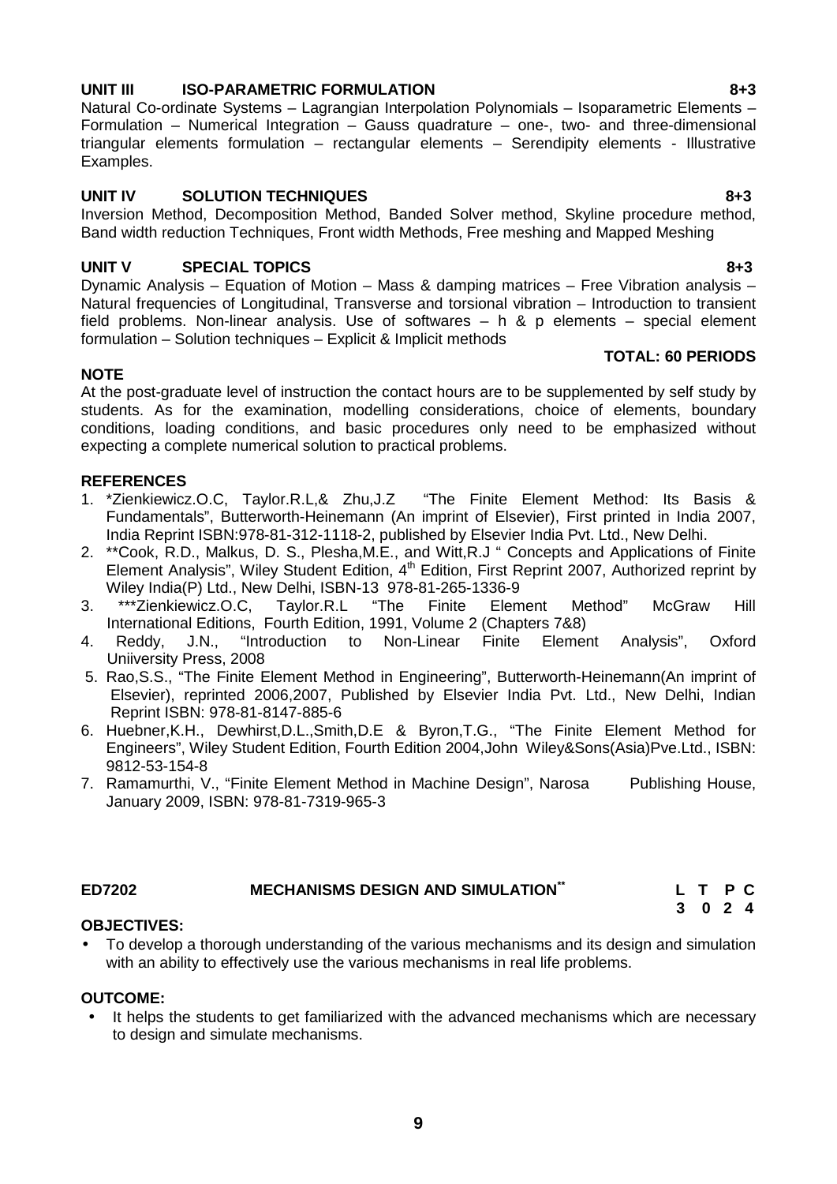**UNIT III ISO-PARAMETRIC FORMULATION 8+3**

Natural Co-ordinate Systems – Lagrangian Interpolation Polynomials – Isoparametric Elements – Formulation – Numerical Integration – Gauss quadrature – one-, two- and three-dimensional triangular elements formulation – rectangular elements – Serendipity elements - Illustrative Examples.

**UNIT IV SOLUTION TECHNIQUES 8+3**

Inversion Method, Decomposition Method, Banded Solver method, Skyline procedure method, Band width reduction Techniques, Front width Methods, Free meshing and Mapped Meshing

**UNIT V SPECIAL TOPICS 8+3**

Dynamic Analysis – Equation of Motion – Mass & damping matrices – Free Vibration analysis – Natural frequencies of Longitudinal, Transverse and torsional vibration – Introduction to transient field problems. Non-linear analysis. Use of softwares – h & p elements – special element formulation – Solution techniques – Explicit & Implicit methods

**TOTAL: 60 PERIODS**

**NOTE**

At the post-graduate level of instruction the contact hours are to be supplemented by self study by students. As for the examination, modelling considerations, choice of elements, boundary conditions, loading conditions, and basic procedures only need to be emphasized without expecting a complete numerical solution to practical problems.

**REFERENCES**

1. *Zienkiewicz.O.C, Taylor.R.L,& Zhu,J.Z "The Finite Element Method: Its Basis & Fundamentals", Butterworth-Heinemann (An imprint of Elsevier), First printed in India 2007, India Reprint ISBN:978-81-312-1118-2, published by Elsevier India Pvt. Ltd., New Delhi.
2. **Cook, R.D., Malkus, D. S., Plesha,M.E., and Witt,R.J " Concepts and Applications of Finite Element Analysis", Wiley Student Edition, 4th Edition, First Reprint 2007, Authorized reprint by Wiley India(P) Ltd., New Delhi, ISBN-13 978-81-265-1336-9
3. ***Zienkiewicz.O.C, Taylor.R.L "The Finite Element Method" McGraw Hill International Editions, Fourth Edition, 1991, Volume 2 (Chapters 7&8)
4. Reddy, J.N., "Introduction to Non-Linear Finite Element Analysis", Oxford Uniiversity Press, 2008
5. Rao,S.S., "The Finite Element Method in Engineering", Butterworth-Heinemann(An imprint of Elsevier), reprinted 2006,2007, Published by Elsevier India Pvt. Ltd., New Delhi, Indian Reprint ISBN: 978-81-8147-885-6
6. Huebner,K.H., Dewhirst,D.L.,Smith,D.E & Byron,T.G., "The Finite Element Method for Engineers", Wiley Student Edition, Fourth Edition 2004,John Wiley&Sons(Asia)Pve.Ltd., ISBN: 9812-53-154-8
7. Ramamurthi, V., "Finite Element Method in Machine Design", Narosa Publishing House, January 2009, ISBN: 978-81-7319-965-3

**ED7202 MECHANISMS DESIGN AND SIMULATION**** 

| L | T | P | C |
|---|---|---|---|
| 3 | 0 | 2 | 4 |

**OBJECTIVES:**

- To develop a thorough understanding of the various mechanisms and its design and simulation with an ability to effectively use the various mechanisms in real life problems.

**OUTCOME:**

- It helps the students to get familiarized with the advanced mechanisms which are necessary to design and simulate mechanisms.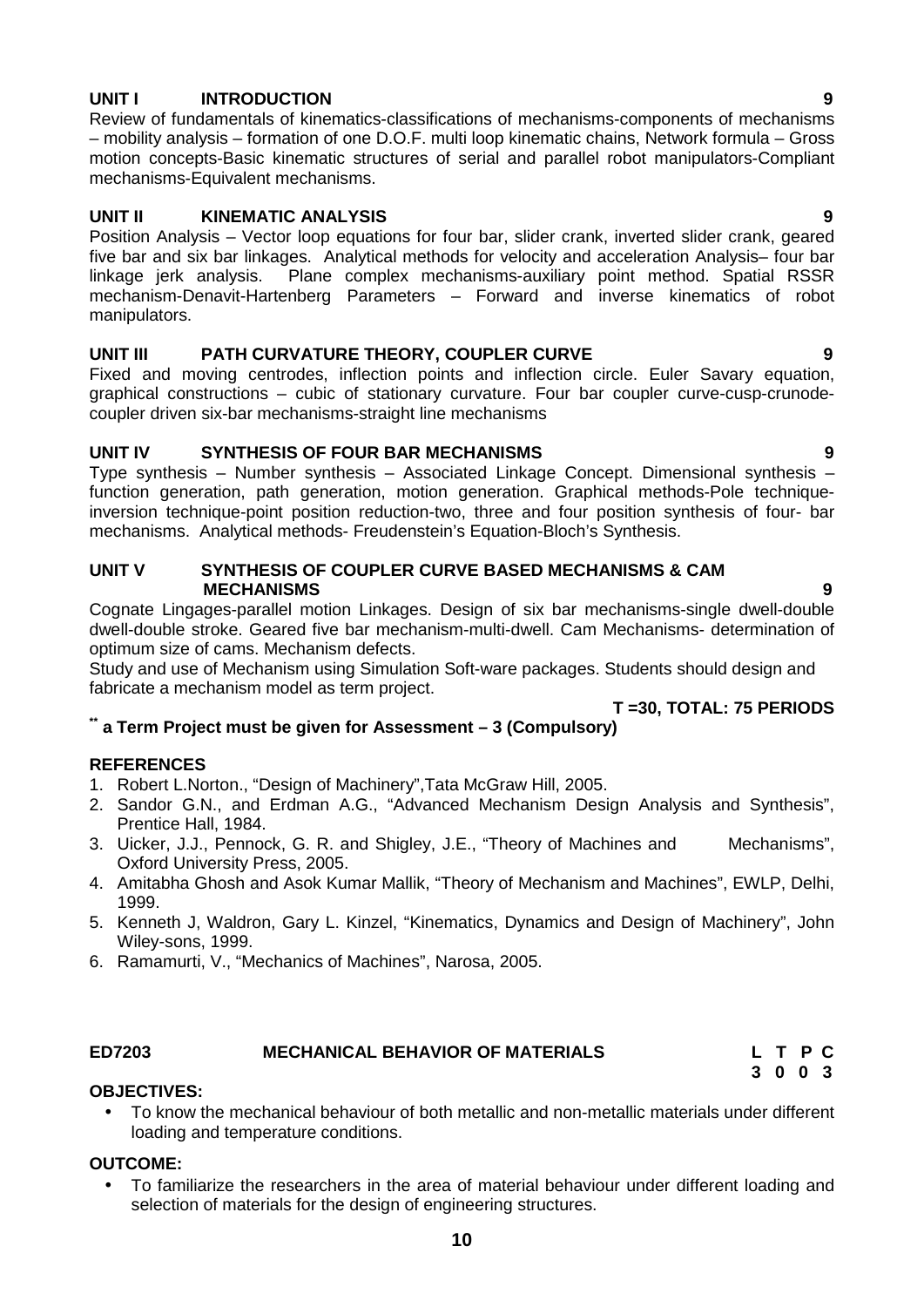**UNIT I INTRODUCTION 9**

Review of fundamentals of kinematics-classifications of mechanisms-components of mechanisms – mobility analysis – formation of one D.O.F. multi loop kinematic chains, Network formula – Gross motion concepts-Basic kinematic structures of serial and parallel robot manipulators-Compliant mechanisms-Equivalent mechanisms.

**UNIT II KINEMATIC ANALYSIS 9**

Position Analysis – Vector loop equations for four bar, slider crank, inverted slider crank, geared five bar and six bar linkages. Analytical methods for velocity and acceleration Analysis– four bar linkage jerk analysis. Plane complex mechanisms-auxiliary point method. Spatial RSSR mechanism-Denavit-Hartenberg Parameters – Forward and inverse kinematics of robot manipulators.

**UNIT III PATH CURVATURE THEORY, COUPLER CURVE 9**

Fixed and moving centrodes, inflection points and inflection circle. Euler Savary equation, graphical constructions – cubic of stationary curvature. Four bar coupler curve-cusp-crunode-coupler driven six-bar mechanisms-straight line mechanisms

**UNIT IV SYNTHESIS OF FOUR BAR MECHANISMS 9**

Type synthesis – Number synthesis – Associated Linkage Concept. Dimensional synthesis – function generation, path generation, motion generation. Graphical methods-Pole technique-inversion technique-point position reduction-two, three and four position synthesis of four- bar mechanisms. Analytical methods- Freudenstein's Equation-Bloch's Synthesis.

**UNIT V SYNTHESIS OF COUPLER CURVE BASED MECHANISMS & CAM MECHANISMS 9**

Cognate Lingages-parallel motion Linkages. Design of six bar mechanisms-single dwell-double dwell-double stroke. Geared five bar mechanism-multi-dwell. Cam Mechanisms- determination of optimum size of cams. Mechanism defects.

Study and use of Mechanism using Simulation Soft-ware packages. Students should design and fabricate a mechanism model as term project.

**T =30, TOTAL: 75 PERIODS**

**** a Term Project must be given for Assessment – 3 (Compulsory)**

**REFERENCES**

1. Robert L.Norton., "Design of Machinery",Tata McGraw Hill, 2005.
2. Sandor G.N., and Erdman A.G., "Advanced Mechanism Design Analysis and Synthesis", Prentice Hall, 1984.
3. Uicker, J.J., Pennock, G. R. and Shigley, J.E., "Theory of Machines and Mechanisms", Oxford University Press, 2005.
4. Amitabha Ghosh and Asok Kumar Mallik, "Theory of Mechanism and Machines", EWLP, Delhi, 1999.
5. Kenneth J, Waldron, Gary L. Kinzel, "Kinematics, Dynamics and Design of Machinery", John Wiley-sons, 1999.
6. Ramamurti, V., "Mechanics of Machines", Narosa, 2005.

**ED7203 MECHANICAL BEHAVIOR OF MATERIALS**

| L | T | P | C |
|---|---|---|---|
| 3 | 0 | 0 | 3 |

**OBJECTIVES:**

- To know the mechanical behaviour of both metallic and non-metallic materials under different loading and temperature conditions.

**OUTCOME:**

- To familiarize the researchers in the area of material behaviour under different loading and selection of materials for the design of engineering structures.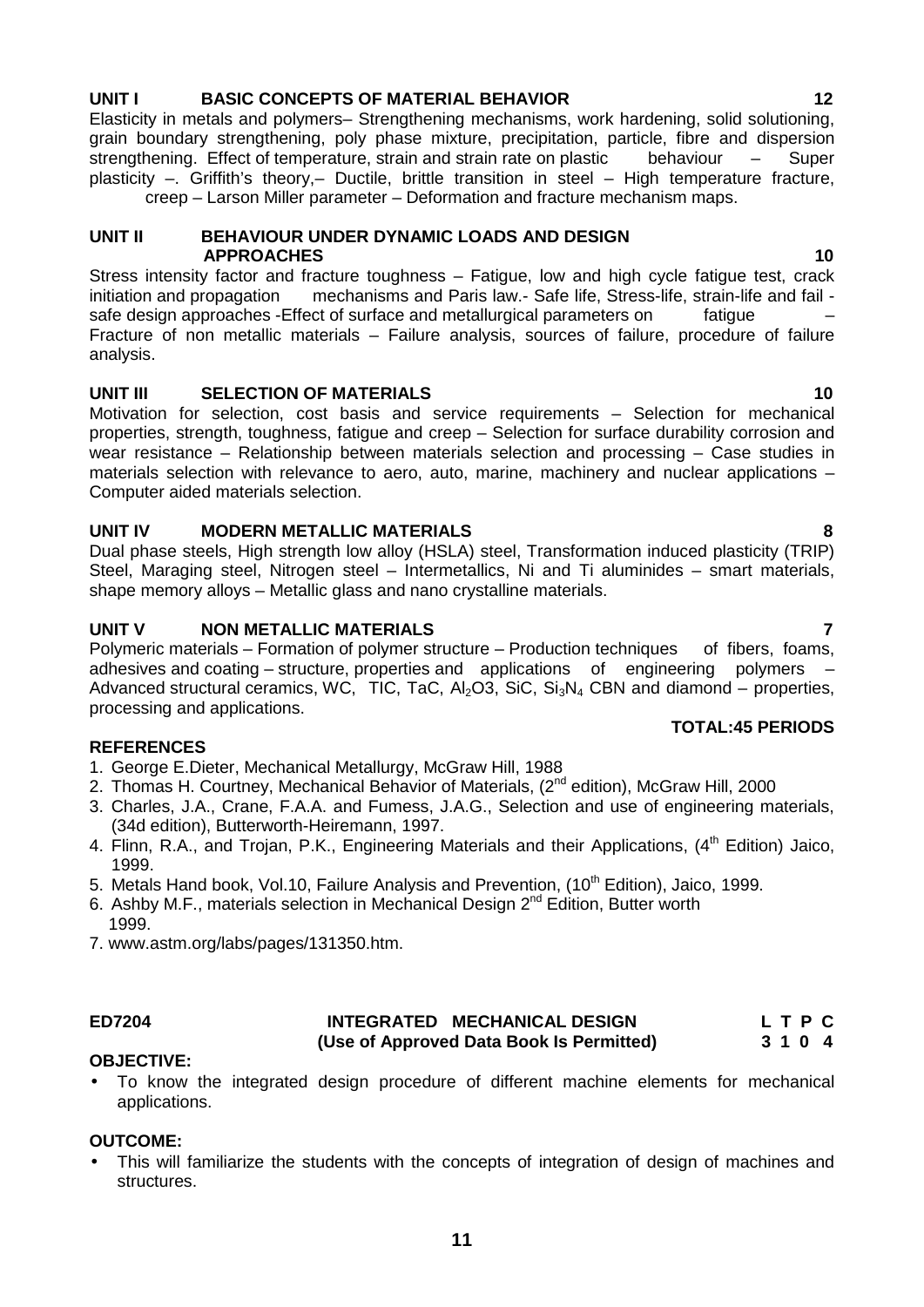**UNIT I BASIC CONCEPTS OF MATERIAL BEHAVIOR 12**

Elasticity in metals and polymers– Strengthening mechanisms, work hardening, solid solutioning, grain boundary strengthening, poly phase mixture, precipitation, particle, fibre and dispersion strengthening. Effect of temperature, strain and strain rate on plastic behaviour – Super plasticity –. Griffith's theory,– Ductile, brittle transition in steel – High temperature fracture, creep – Larson Miller parameter – Deformation and fracture mechanism maps.

**UNIT II BEHAVIOUR UNDER DYNAMIC LOADS AND DESIGN APPROACHES 10**

Stress intensity factor and fracture toughness – Fatigue, low and high cycle fatigue test, crack initiation and propagation mechanisms and Paris law.- Safe life, Stress-life, strain-life and fail - safe design approaches -Effect of surface and metallurgical parameters on fatigue – Fracture of non metallic materials – Failure analysis, sources of failure, procedure of failure analysis.

**UNIT III SELECTION OF MATERIALS 10**

Motivation for selection, cost basis and service requirements – Selection for mechanical properties, strength, toughness, fatigue and creep – Selection for surface durability corrosion and wear resistance – Relationship between materials selection and processing – Case studies in materials selection with relevance to aero, auto, marine, machinery and nuclear applications – Computer aided materials selection.

**UNIT IV MODERN METALLIC MATERIALS 8**

Dual phase steels, High strength low alloy (HSLA) steel, Transformation induced plasticity (TRIP) Steel, Maraging steel, Nitrogen steel – Intermetallics, Ni and Ti aluminides – smart materials, shape memory alloys – Metallic glass and nano crystalline materials.

**UNIT V NON METALLIC MATERIALS 7**

Polymeric materials – Formation of polymer structure – Production techniques of fibers, foams, adhesives and coating – structure, properties and applications of engineering polymers – Advanced structural ceramics, WC, TIC, TaC, $Al_2O3$, SiC, $Si_3N_4$ CBN and diamond – properties, processing and applications.

**TOTAL:45 PERIODS**

**REFERENCES**

1. George E.Dieter, Mechanical Metallurgy, McGraw Hill, 1988
2. Thomas H. Courtney, Mechanical Behavior of Materials, (2nd edition), McGraw Hill, 2000
3. Charles, J.A., Crane, F.A.A. and Fumess, J.A.G., Selection and use of engineering materials, (34d edition), Butterworth-Heiremann, 1997.
4. Flinn, R.A., and Trojan, P.K., Engineering Materials and their Applications, (4th Edition) Jaico, 1999.
5. Metals Hand book, Vol.10, Failure Analysis and Prevention, (10th Edition), Jaico, 1999.
6. Ashby M.F., materials selection in Mechanical Design 2nd Edition, Butter worth 1999.
7. www.astm.org/labs/pages/131350.htm.

**ED7204 INTEGRATED MECHANICAL DESIGN L T P C**
**(Use of Approved Data Book Is Permitted) 3 1 0 4**

**OBJECTIVE:**

- To know the integrated design procedure of different machine elements for mechanical applications.

**OUTCOME:**

- This will familiarize the students with the concepts of integration of design of machines and structures.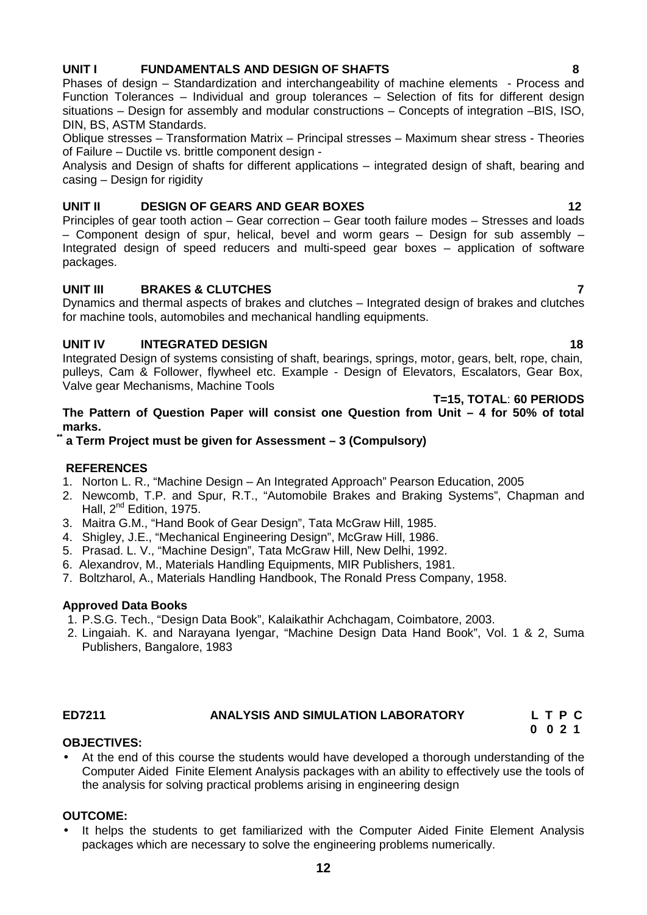**UNIT I FUNDAMENTALS AND DESIGN OF SHAFTS 8**

Phases of design – Standardization and interchangeability of machine elements - Process and Function Tolerances – Individual and group tolerances – Selection of fits for different design situations – Design for assembly and modular constructions – Concepts of integration –BIS, ISO, DIN, BS, ASTM Standards.

Oblique stresses – Transformation Matrix – Principal stresses – Maximum shear stress - Theories of Failure – Ductile vs. brittle component design -

Analysis and Design of shafts for different applications – integrated design of shaft, bearing and casing – Design for rigidity

**UNIT II DESIGN OF GEARS AND GEAR BOXES 12**

Principles of gear tooth action – Gear correction – Gear tooth failure modes – Stresses and loads – Component design of spur, helical, bevel and worm gears – Design for sub assembly – Integrated design of speed reducers and multi-speed gear boxes – application of software packages.

**UNIT III BRAKES & CLUTCHES 7**

Dynamics and thermal aspects of brakes and clutches – Integrated design of brakes and clutches for machine tools, automobiles and mechanical handling equipments.

**UNIT IV INTEGRATED DESIGN 18**

Integrated Design of systems consisting of shaft, bearings, springs, motor, gears, belt, rope, chain, pulleys, Cam & Follower, flywheel etc. Example - Design of Elevators, Escalators, Gear Box, Valve gear Mechanisms, Machine Tools

**T=15, TOTAL: 60 PERIODS**

**The Pattern of Question Paper will consist one Question from Unit – 4 for 50% of total marks.**

**\*\* a Term Project must be given for Assessment – 3 (Compulsory)**

**REFERENCES**

1. Norton L. R., "Machine Design – An Integrated Approach" Pearson Education, 2005
2. Newcomb, T.P. and Spur, R.T., "Automobile Brakes and Braking Systems", Chapman and Hall, 2nd Edition, 1975.
3. Maitra G.M., "Hand Book of Gear Design", Tata McGraw Hill, 1985.
4. Shigley, J.E., "Mechanical Engineering Design", McGraw Hill, 1986.
5. Prasad. L. V., "Machine Design", Tata McGraw Hill, New Delhi, 1992.
6. Alexandrov, M., Materials Handling Equipments, MIR Publishers, 1981.
7. Boltzharol, A., Materials Handling Handbook, The Ronald Press Company, 1958.

**Approved Data Books**

1. P.S.G. Tech., "Design Data Book", Kalaikathir Achchagam, Coimbatore, 2003.
2. Lingaiah. K. and Narayana Iyengar, "Machine Design Data Hand Book", Vol. 1 & 2, Suma Publishers, Bangalore, 1983

**ED7211 ANALYSIS AND SIMULATION LABORATORY L T P C**
**0 0 2 1**

**OBJECTIVES:**

- At the end of this course the students would have developed a thorough understanding of the Computer Aided Finite Element Analysis packages with an ability to effectively use the tools of the analysis for solving practical problems arising in engineering design

**OUTCOME:**

- It helps the students to get familiarized with the Computer Aided Finite Element Analysis packages which are necessary to solve the engineering problems numerically.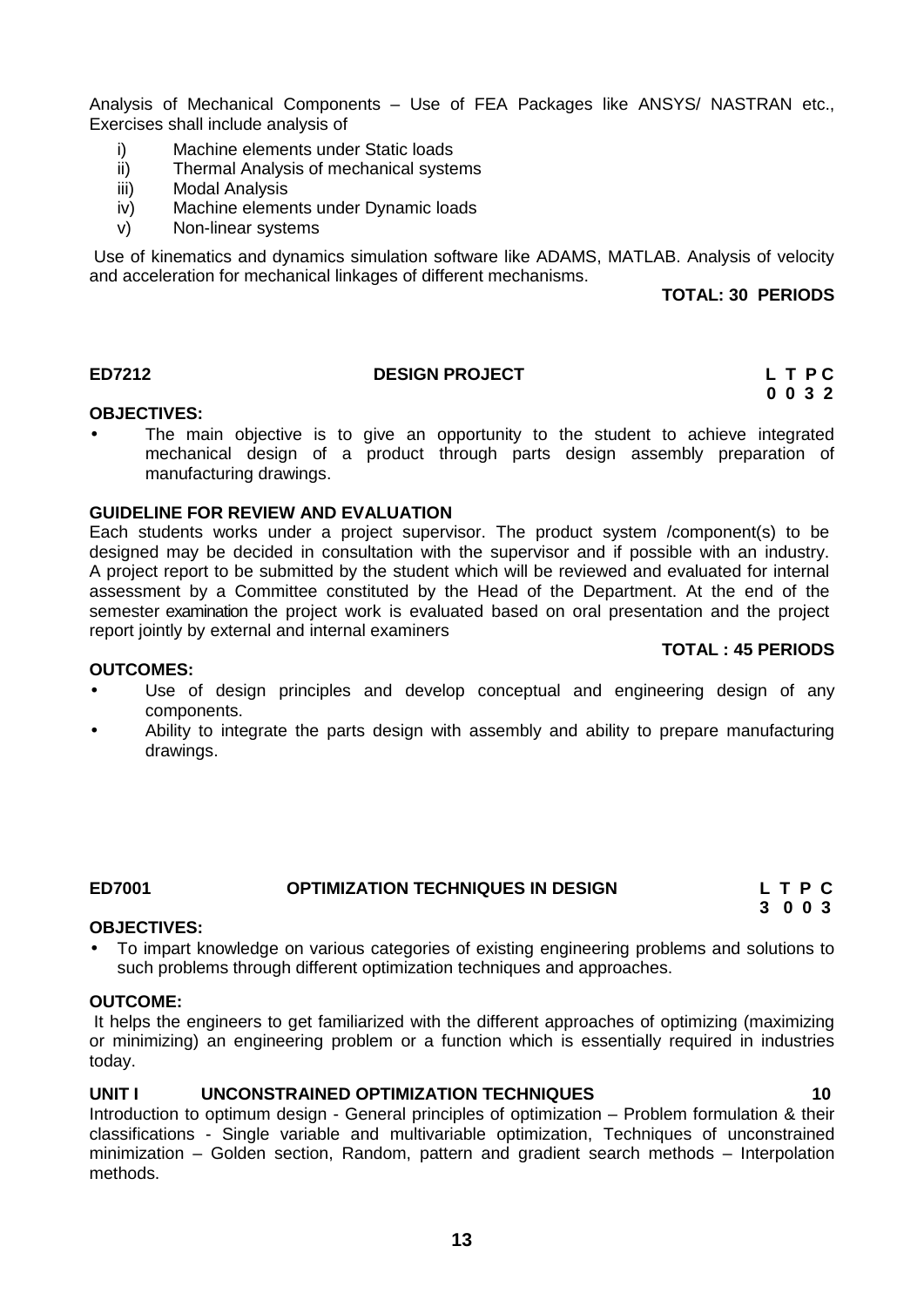Analysis of Mechanical Components – Use of FEA Packages like ANSYS/ NASTRAN etc., Exercises shall include analysis of

i) Machine elements under Static loads
ii) Thermal Analysis of mechanical systems
iii) Modal Analysis
iv) Machine elements under Dynamic loads
v) Non-linear systems

Use of kinematics and dynamics simulation software like ADAMS, MATLAB. Analysis of velocity and acceleration for mechanical linkages of different mechanisms.

**TOTAL: 30 PERIODS**

## ED7212 DESIGN PROJECT

**L T P C**
**0 0 3 2**

**OBJECTIVES:**

- The main objective is to give an opportunity to the student to achieve integrated mechanical design of a product through parts design assembly preparation of manufacturing drawings.

**GUIDELINE FOR REVIEW AND EVALUATION**

Each students works under a project supervisor. The product system /component(s) to be designed may be decided in consultation with the supervisor and if possible with an industry. A project report to be submitted by the student which will be reviewed and evaluated for internal assessment by a Committee constituted by the Head of the Department. At the end of the semester examination the project work is evaluated based on oral presentation and the project report jointly by external and internal examiners

**TOTAL : 45 PERIODS**

**OUTCOMES:**

- Use of design principles and develop conceptual and engineering design of any components.
- Ability to integrate the parts design with assembly and ability to prepare manufacturing drawings.

## ED7001 OPTIMIZATION TECHNIQUES IN DESIGN

**L T P C**
**3 0 0 3**

**OBJECTIVES:**

- To impart knowledge on various categories of existing engineering problems and solutions to such problems through different optimization techniques and approaches.

**OUTCOME:**

It helps the engineers to get familiarized with the different approaches of optimizing (maximizing or minimizing) an engineering problem or a function which is essentially required in industries today.

**UNIT I UNCONSTRAINED OPTIMIZATION TECHNIQUES 10**

Introduction to optimum design - General principles of optimization – Problem formulation & their classifications - Single variable and multivariable optimization, Techniques of unconstrained minimization – Golden section, Random, pattern and gradient search methods – Interpolation methods.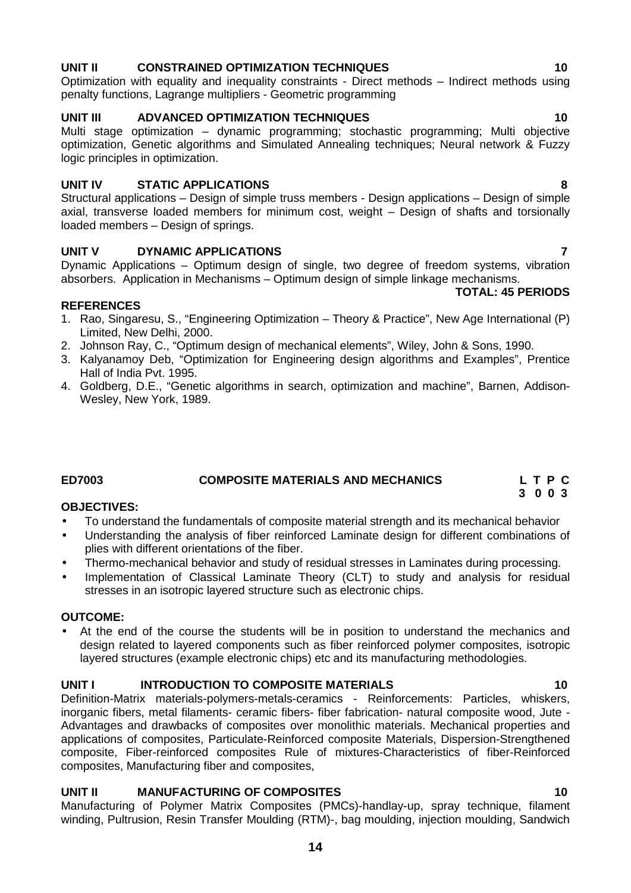**UNIT II CONSTRAINED OPTIMIZATION TECHNIQUES 10**

Optimization with equality and inequality constraints - Direct methods – Indirect methods using penalty functions, Lagrange multipliers - Geometric programming

**UNIT III ADVANCED OPTIMIZATION TECHNIQUES 10**

Multi stage optimization – dynamic programming; stochastic programming; Multi objective optimization, Genetic algorithms and Simulated Annealing techniques; Neural network & Fuzzy logic principles in optimization.

**UNIT IV STATIC APPLICATIONS 8**

Structural applications – Design of simple truss members - Design applications – Design of simple axial, transverse loaded members for minimum cost, weight – Design of shafts and torsionally loaded members – Design of springs.

**UNIT V DYNAMIC APPLICATIONS 7**

Dynamic Applications – Optimum design of single, two degree of freedom systems, vibration absorbers. Application in Mechanisms – Optimum design of simple linkage mechanisms.

**TOTAL: 45 PERIODS**

**REFERENCES**

1. Rao, Singaresu, S., "Engineering Optimization – Theory & Practice", New Age International (P) Limited, New Delhi, 2000.
2. Johnson Ray, C., "Optimum design of mechanical elements", Wiley, John & Sons, 1990.
3. Kalyanamoy Deb, "Optimization for Engineering design algorithms and Examples", Prentice Hall of India Pvt. 1995.
4. Goldberg, D.E., "Genetic algorithms in search, optimization and machine", Barnen, Addison-Wesley, New York, 1989.

## ED7003 COMPOSITE MATERIALS AND MECHANICS

| L | T | P | C |
|---|---|---|---|
| 3 | 0 | 0 | 3 |

**OBJECTIVES:**

- To understand the fundamentals of composite material strength and its mechanical behavior
- Understanding the analysis of fiber reinforced Laminate design for different combinations of plies with different orientations of the fiber.
- Thermo-mechanical behavior and study of residual stresses in Laminates during processing.
- Implementation of Classical Laminate Theory (CLT) to study and analysis for residual stresses in an isotropic layered structure such as electronic chips.

**OUTCOME:**

- At the end of the course the students will be in position to understand the mechanics and design related to layered components such as fiber reinforced polymer composites, isotropic layered structures (example electronic chips) etc and its manufacturing methodologies.

**UNIT I INTRODUCTION TO COMPOSITE MATERIALS 10**

Definition-Matrix materials-polymers-metals-ceramics - Reinforcements: Particles, whiskers, inorganic fibers, metal filaments- ceramic fibers- fiber fabrication- natural composite wood, Jute - Advantages and drawbacks of composites over monolithic materials. Mechanical properties and applications of composites, Particulate-Reinforced composite Materials, Dispersion-Strengthened composite, Fiber-reinforced composites Rule of mixtures-Characteristics of fiber-Reinforced composites, Manufacturing fiber and composites,

**UNIT II MANUFACTURING OF COMPOSITES 10**

Manufacturing of Polymer Matrix Composites (PMCs)-handlay-up, spray technique, filament winding, Pultrusion, Resin Transfer Moulding (RTM)-, bag moulding, injection moulding, Sandwich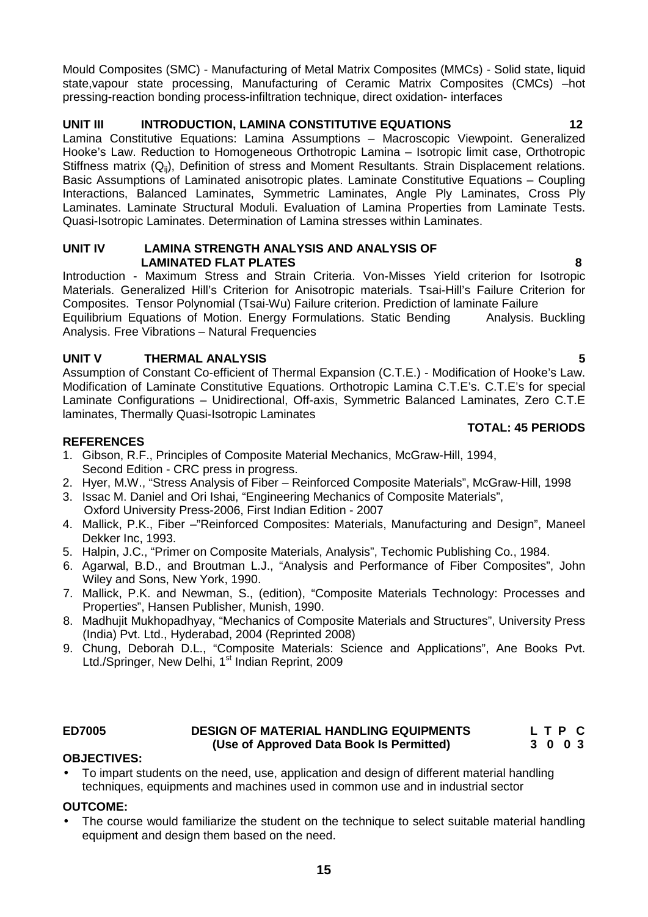Mould Composites (SMC) - Manufacturing of Metal Matrix Composites (MMCs) - Solid state, liquid state,vapour state processing, Manufacturing of Ceramic Matrix Composites (CMCs) –hot pressing-reaction bonding process-infiltration technique, direct oxidation- interfaces

**UNIT III INTRODUCTION, LAMINA CONSTITUTIVE EQUATIONS 12**

Lamina Constitutive Equations: Lamina Assumptions – Macroscopic Viewpoint. Generalized Hooke's Law. Reduction to Homogeneous Orthotropic Lamina – Isotropic limit case, Orthotropic Stiffness matrix ($Q_{ij}$), Definition of stress and Moment Resultants. Strain Displacement relations. Basic Assumptions of Laminated anisotropic plates. Laminate Constitutive Equations – Coupling Interactions, Balanced Laminates, Symmetric Laminates, Angle Ply Laminates, Cross Ply Laminates. Laminate Structural Moduli. Evaluation of Lamina Properties from Laminate Tests. Quasi-Isotropic Laminates. Determination of Lamina stresses within Laminates.

**UNIT IV LAMINA STRENGTH ANALYSIS AND ANALYSIS OF LAMINATED FLAT PLATES 8**

Introduction - Maximum Stress and Strain Criteria. Von-Misses Yield criterion for Isotropic Materials. Generalized Hill's Criterion for Anisotropic materials. Tsai-Hill's Failure Criterion for Composites. Tensor Polynomial (Tsai-Wu) Failure criterion. Prediction of laminate Failure Equilibrium Equations of Motion. Energy Formulations. Static Bending Analysis. Buckling Analysis. Free Vibrations – Natural Frequencies

**UNIT V THERMAL ANALYSIS 5**

Assumption of Constant Co-efficient of Thermal Expansion (C.T.E.) - Modification of Hooke's Law. Modification of Laminate Constitutive Equations. Orthotropic Lamina C.T.E's. C.T.E's for special Laminate Configurations – Unidirectional, Off-axis, Symmetric Balanced Laminates, Zero C.T.E laminates, Thermally Quasi-Isotropic Laminates

**TOTAL: 45 PERIODS**

**REFERENCES**

1. Gibson, R.F., Principles of Composite Material Mechanics, McGraw-Hill, 1994, Second Edition - CRC press in progress.
2. Hyer, M.W., "Stress Analysis of Fiber – Reinforced Composite Materials", McGraw-Hill, 1998
3. Issac M. Daniel and Ori Ishai, "Engineering Mechanics of Composite Materials", Oxford University Press-2006, First Indian Edition - 2007
4. Mallick, P.K., Fiber –"Reinforced Composites: Materials, Manufacturing and Design", Maneel Dekker Inc, 1993.
5. Halpin, J.C., "Primer on Composite Materials, Analysis", Techomic Publishing Co., 1984.
6. Agarwal, B.D., and Broutman L.J., "Analysis and Performance of Fiber Composites", John Wiley and Sons, New York, 1990.
7. Mallick, P.K. and Newman, S., (edition), "Composite Materials Technology: Processes and Properties", Hansen Publisher, Munish, 1990.
8. Madhujit Mukhopadhyay, "Mechanics of Composite Materials and Structures", University Press (India) Pvt. Ltd., Hyderabad, 2004 (Reprinted 2008)
9. Chung, Deborah D.L., "Composite Materials: Science and Applications", Ane Books Pvt. Ltd./Springer, New Delhi, 1st Indian Reprint, 2009

**ED7005 DESIGN OF MATERIAL HANDLING EQUIPMENTS (Use of Approved Data Book Is Permitted)**

**L T P C**
**3 0 0 3**

**OBJECTIVES:**

- To impart students on the need, use, application and design of different material handling techniques, equipments and machines used in common use and in industrial sector

**OUTCOME:**

- The course would familiarize the student on the technique to select suitable material handling equipment and design them based on the need.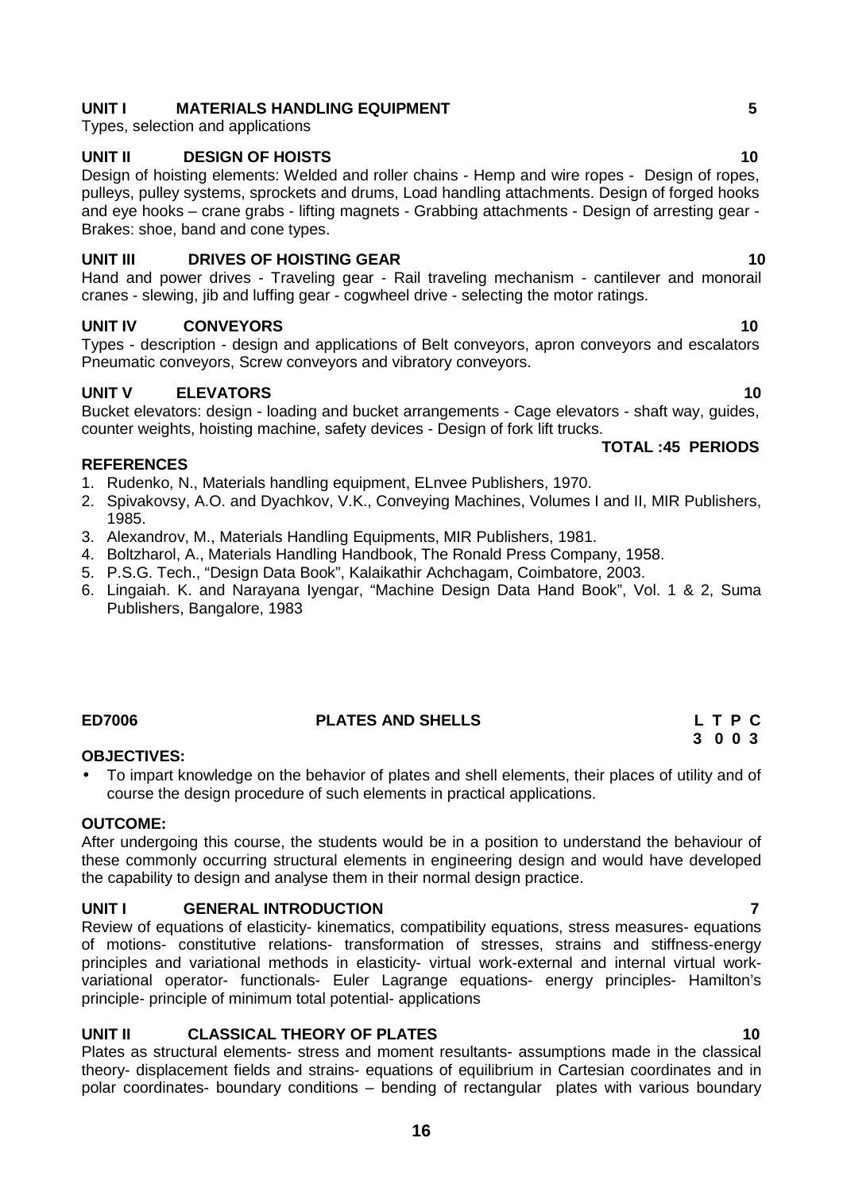**UNIT I MATERIALS HANDLING EQUIPMENT 5**

Types, selection and applications

**UNIT II DESIGN OF HOISTS 10**

Design of hoisting elements: Welded and roller chains - Hemp and wire ropes - Design of ropes, pulleys, pulley systems, sprockets and drums, Load handling attachments. Design of forged hooks and eye hooks – crane grabs - lifting magnets - Grabbing attachments - Design of arresting gear - Brakes: shoe, band and cone types.

**UNIT III DRIVES OF HOISTING GEAR 10**

Hand and power drives - Traveling gear - Rail traveling mechanism - cantilever and monorail cranes - slewing, jib and luffing gear - cogwheel drive - selecting the motor ratings.

**UNIT IV CONVEYORS 10**

Types - description - design and applications of Belt conveyors, apron conveyors and escalators Pneumatic conveyors, Screw conveyors and vibratory conveyors.

**UNIT V ELEVATORS 10**

Bucket elevators: design - loading and bucket arrangements - Cage elevators - shaft way, guides, counter weights, hoisting machine, safety devices - Design of fork lift trucks.

**TOTAL :45 PERIODS**

**REFERENCES**

1. Rudenko, N., Materials handling equipment, ELnvee Publishers, 1970.
2. Spivakovsy, A.O. and Dyachkov, V.K., Conveying Machines, Volumes I and II, MIR Publishers, 1985.
3. Alexandrov, M., Materials Handling Equipments, MIR Publishers, 1981.
4. Boltzharol, A., Materials Handling Handbook, The Ronald Press Company, 1958.
5. P.S.G. Tech., "Design Data Book", Kalaikathir Achchagam, Coimbatore, 2003.
6. Lingaiah. K. and Narayana Iyengar, "Machine Design Data Hand Book", Vol. 1 & 2, Suma Publishers, Bangalore, 1983

**ED7006 PLATES AND SHELLS L T P C**
**3 0 0 3**

**OBJECTIVES:**

- To impart knowledge on the behavior of plates and shell elements, their places of utility and of course the design procedure of such elements in practical applications.

**OUTCOME:**

After undergoing this course, the students would be in a position to understand the behaviour of these commonly occurring structural elements in engineering design and would have developed the capability to design and analyse them in their normal design practice.

**UNIT I GENERAL INTRODUCTION 7**

Review of equations of elasticity- kinematics, compatibility equations, stress measures- equations of motions- constitutive relations- transformation of stresses, strains and stiffness-energy principles and variational methods in elasticity- virtual work-external and internal virtual work-variational operator- functionals- Euler Lagrange equations- energy principles- Hamilton's principle- principle of minimum total potential- applications

**UNIT II CLASSICAL THEORY OF PLATES 10**

Plates as structural elements- stress and moment resultants- assumptions made in the classical theory- displacement fields and strains- equations of equilibrium in Cartesian coordinates and in polar coordinates- boundary conditions – bending of rectangular plates with various boundary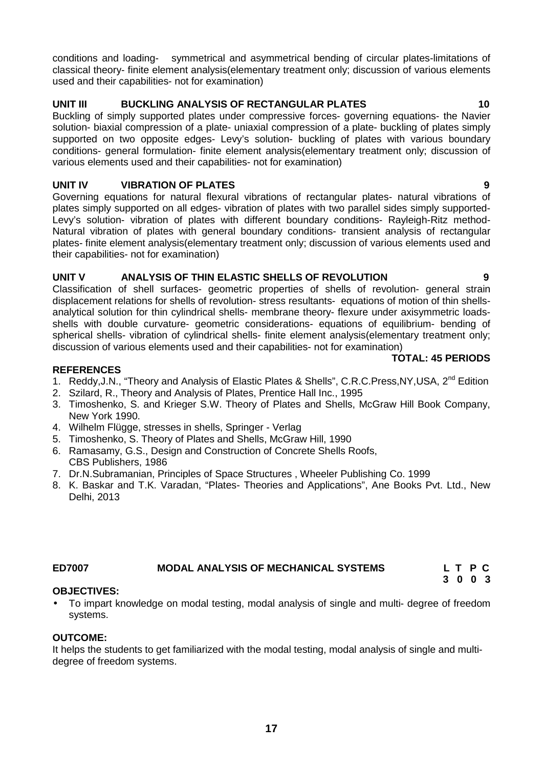conditions and loading- symmetrical and asymmetrical bending of circular plates-limitations of classical theory- finite element analysis(elementary treatment only; discussion of various elements used and their capabilities- not for examination)

**UNIT III BUCKLING ANALYSIS OF RECTANGULAR PLATES 10**

Buckling of simply supported plates under compressive forces- governing equations- the Navier solution- biaxial compression of a plate- uniaxial compression of a plate- buckling of plates simply supported on two opposite edges- Levy's solution- buckling of plates with various boundary conditions- general formulation- finite element analysis(elementary treatment only; discussion of various elements used and their capabilities- not for examination)

**UNIT IV VIBRATION OF PLATES 9**

Governing equations for natural flexural vibrations of rectangular plates- natural vibrations of plates simply supported on all edges- vibration of plates with two parallel sides simply supported- Levy's solution- vibration of plates with different boundary conditions- Rayleigh-Ritz method- Natural vibration of plates with general boundary conditions- transient analysis of rectangular plates- finite element analysis(elementary treatment only; discussion of various elements used and their capabilities- not for examination)

**UNIT V ANALYSIS OF THIN ELASTIC SHELLS OF REVOLUTION 9**

Classification of shell surfaces- geometric properties of shells of revolution- general strain displacement relations for shells of revolution- stress resultants- equations of motion of thin shells- analytical solution for thin cylindrical shells- membrane theory- flexure under axisymmetric loads- shells with double curvature- geometric considerations- equations of equilibrium- bending of spherical shells- vibration of cylindrical shells- finite element analysis(elementary treatment only; discussion of various elements used and their capabilities- not for examination)

**TOTAL: 45 PERIODS**

**REFERENCES**

1. Reddy,J.N., "Theory and Analysis of Elastic Plates & Shells", C.R.C.Press,NY,USA, 2nd Edition
2. Szilard, R., Theory and Analysis of Plates, Prentice Hall Inc., 1995
3. Timoshenko, S. and Krieger S.W. Theory of Plates and Shells, McGraw Hill Book Company, New York 1990.
4. Wilhelm Flügge, stresses in shells, Springer - Verlag
5. Timoshenko, S. Theory of Plates and Shells, McGraw Hill, 1990
6. Ramasamy, G.S., Design and Construction of Concrete Shells Roofs, CBS Publishers, 1986
7. Dr.N.Subramanian, Principles of Space Structures , Wheeler Publishing Co. 1999
8. K. Baskar and T.K. Varadan, "Plates- Theories and Applications", Ane Books Pvt. Ltd., New Delhi, 2013

**ED7007 MODAL ANALYSIS OF MECHANICAL SYSTEMS**

| L | T | P | C |
|---|---|---|---|
| 3 | 0 | 0 | 3 |

**OBJECTIVES:**

- To impart knowledge on modal testing, modal analysis of single and multi- degree of freedom systems.

**OUTCOME:**

It helps the students to get familiarized with the modal testing, modal analysis of single and multi-degree of freedom systems.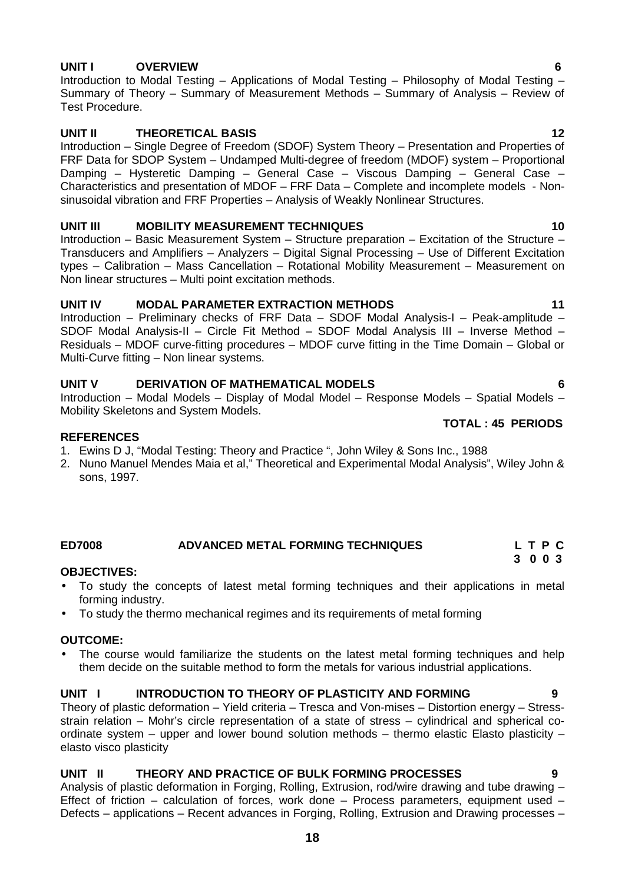**UNIT I OVERVIEW 6**

Introduction to Modal Testing – Applications of Modal Testing – Philosophy of Modal Testing – Summary of Theory – Summary of Measurement Methods – Summary of Analysis – Review of Test Procedure.

**UNIT II THEORETICAL BASIS 12**

Introduction – Single Degree of Freedom (SDOF) System Theory – Presentation and Properties of FRF Data for SDOP System – Undamped Multi-degree of freedom (MDOF) system – Proportional Damping – Hysteretic Damping – General Case – Viscous Damping – General Case – Characteristics and presentation of MDOF – FRF Data – Complete and incomplete models - Non-sinusoidal vibration and FRF Properties – Analysis of Weakly Nonlinear Structures.

**UNIT III MOBILITY MEASUREMENT TECHNIQUES 10**

Introduction – Basic Measurement System – Structure preparation – Excitation of the Structure – Transducers and Amplifiers – Analyzers – Digital Signal Processing – Use of Different Excitation types – Calibration – Mass Cancellation – Rotational Mobility Measurement – Measurement on Non linear structures – Multi point excitation methods.

**UNIT IV MODAL PARAMETER EXTRACTION METHODS 11**

Introduction – Preliminary checks of FRF Data – SDOF Modal Analysis-I – Peak-amplitude – SDOF Modal Analysis-II – Circle Fit Method – SDOF Modal Analysis III – Inverse Method – Residuals – MDOF curve-fitting procedures – MDOF curve fitting in the Time Domain – Global or Multi-Curve fitting – Non linear systems.

**UNIT V DERIVATION OF MATHEMATICAL MODELS 6**

Introduction – Modal Models – Display of Modal Model – Response Models – Spatial Models – Mobility Skeletons and System Models.

**TOTAL : 45 PERIODS**

**REFERENCES**

1. Ewins D J, "Modal Testing: Theory and Practice ", John Wiley & Sons Inc., 1988
2. Nuno Manuel Mendes Maia et al," Theoretical and Experimental Modal Analysis", Wiley John & sons, 1997.

## ED7008 ADVANCED METAL FORMING TECHNIQUES

| L | T | P | C |
|---|---|---|---|
| 3 | 0 | 0 | 3 |

**OBJECTIVES:**

- To study the concepts of latest metal forming techniques and their applications in metal forming industry.
- To study the thermo mechanical regimes and its requirements of metal forming

**OUTCOME:**

- The course would familiarize the students on the latest metal forming techniques and help them decide on the suitable method to form the metals for various industrial applications.

**UNIT I INTRODUCTION TO THEORY OF PLASTICITY AND FORMING 9**

Theory of plastic deformation – Yield criteria – Tresca and Von-mises – Distortion energy – Stress-strain relation – Mohr's circle representation of a state of stress – cylindrical and spherical co-ordinate system – upper and lower bound solution methods – thermo elastic Elasto plasticity – elasto visco plasticity

**UNIT II THEORY AND PRACTICE OF BULK FORMING PROCESSES 9**

Analysis of plastic deformation in Forging, Rolling, Extrusion, rod/wire drawing and tube drawing – Effect of friction – calculation of forces, work done – Process parameters, equipment used – Defects – applications – Recent advances in Forging, Rolling, Extrusion and Drawing processes –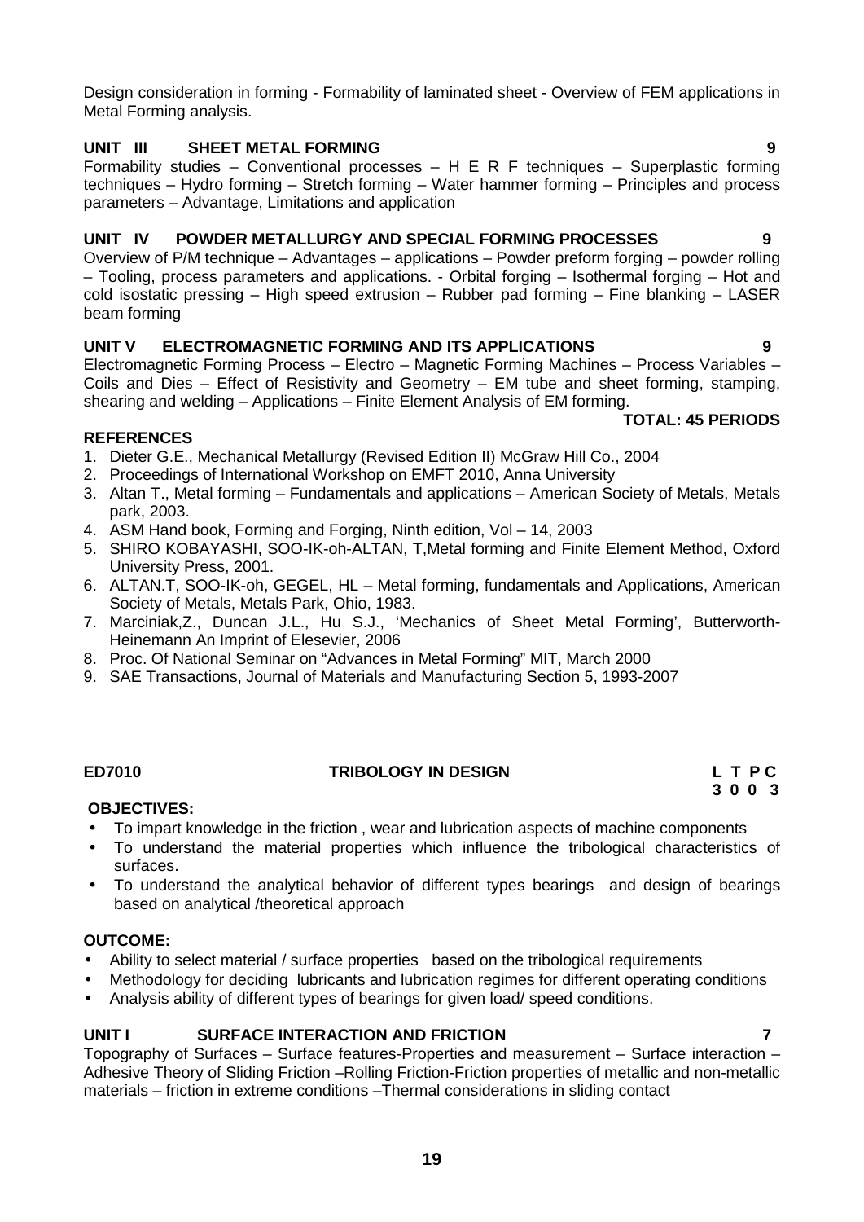Design consideration in forming - Formability of laminated sheet - Overview of FEM applications in Metal Forming analysis.

**UNIT III SHEET METAL FORMING 9**

Formability studies – Conventional processes – H E R F techniques – Superplastic forming techniques – Hydro forming – Stretch forming – Water hammer forming – Principles and process parameters – Advantage, Limitations and application

**UNIT IV POWDER METALLURGY AND SPECIAL FORMING PROCESSES 9**

Overview of P/M technique – Advantages – applications – Powder preform forging – powder rolling – Tooling, process parameters and applications. - Orbital forging – Isothermal forging – Hot and cold isostatic pressing – High speed extrusion – Rubber pad forming – Fine blanking – LASER beam forming

**UNIT V ELECTROMAGNETIC FORMING AND ITS APPLICATIONS 9**

Electromagnetic Forming Process – Electro – Magnetic Forming Machines – Process Variables – Coils and Dies – Effect of Resistivity and Geometry – EM tube and sheet forming, stamping, shearing and welding – Applications – Finite Element Analysis of EM forming.

**TOTAL: 45 PERIODS**

**REFERENCES**

1. Dieter G.E., Mechanical Metallurgy (Revised Edition II) McGraw Hill Co., 2004
2. Proceedings of International Workshop on EMFT 2010, Anna University
3. Altan T., Metal forming – Fundamentals and applications – American Society of Metals, Metals park, 2003.
4. ASM Hand book, Forming and Forging, Ninth edition, Vol – 14, 2003
5. SHIRO KOBAYASHI, SOO-IK-oh-ALTAN, T,Metal forming and Finite Element Method, Oxford University Press, 2001.
6. ALTAN.T, SOO-IK-oh, GEGEL, HL – Metal forming, fundamentals and Applications, American Society of Metals, Metals Park, Ohio, 1983.
7. Marciniak,Z., Duncan J.L., Hu S.J., 'Mechanics of Sheet Metal Forming', Butterworth-Heinemann An Imprint of Elesevier, 2006
8. Proc. Of National Seminar on "Advances in Metal Forming" MIT, March 2000
9. SAE Transactions, Journal of Materials and Manufacturing Section 5, 1993-2007

## ED7010 TRIBOLOGY IN DESIGN

| L | T | P | C |
|---|---|---|---|
| 3 | 0 | 0 | 3 |

**OBJECTIVES:**

- To impart knowledge in the friction , wear and lubrication aspects of machine components
- To understand the material properties which influence the tribological characteristics of surfaces.
- To understand the analytical behavior of different types bearings and design of bearings based on analytical /theoretical approach

**OUTCOME:**

- Ability to select material / surface properties based on the tribological requirements
- Methodology for deciding lubricants and lubrication regimes for different operating conditions
- Analysis ability of different types of bearings for given load/ speed conditions.

**UNIT I SURFACE INTERACTION AND FRICTION 7**

Topography of Surfaces – Surface features-Properties and measurement – Surface interaction – Adhesive Theory of Sliding Friction –Rolling Friction-Friction properties of metallic and non-metallic materials – friction in extreme conditions –Thermal considerations in sliding contact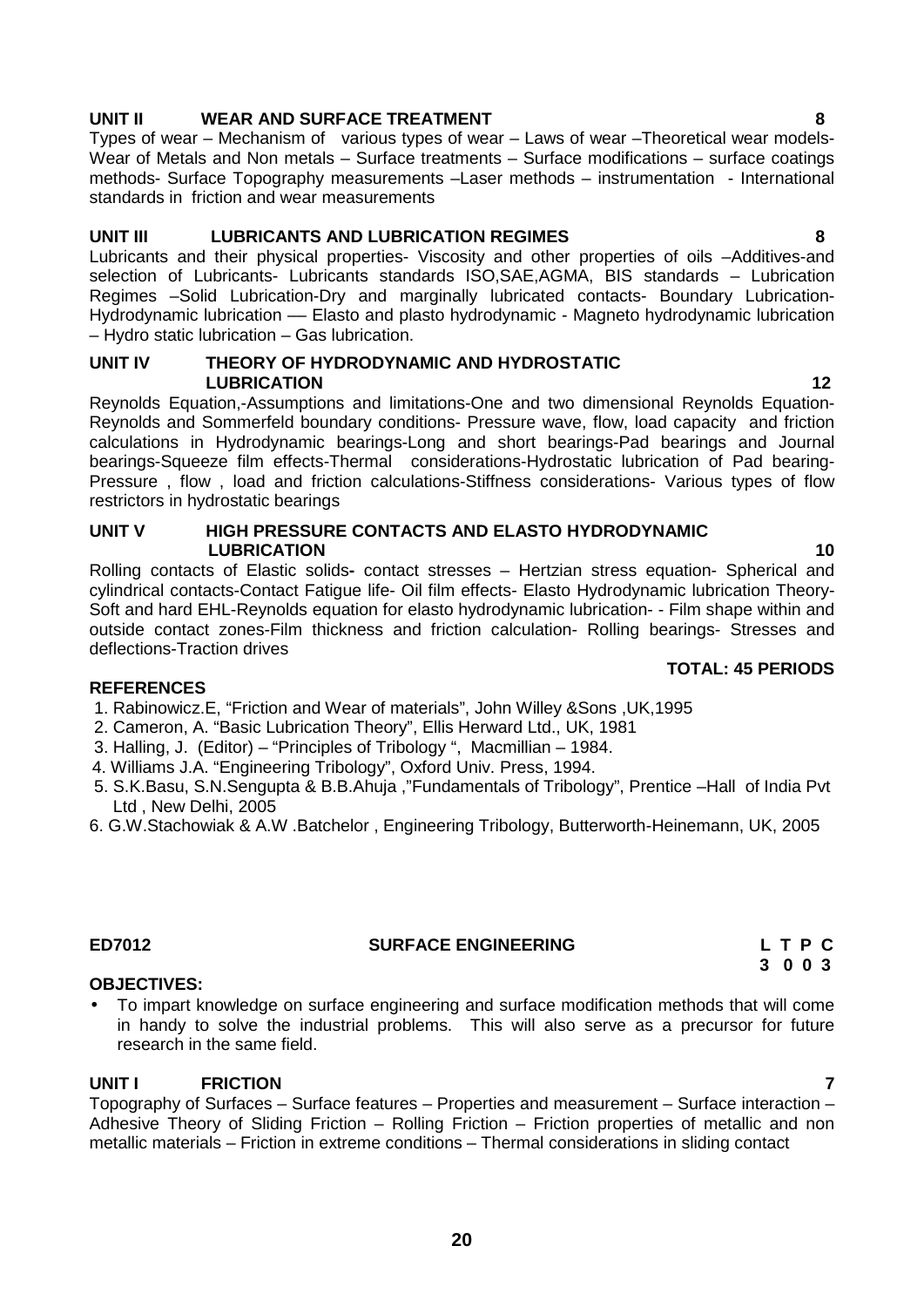**UNIT II WEAR AND SURFACE TREATMENT 8**

Types of wear – Mechanism of various types of wear – Laws of wear –Theoretical wear models-Wear of Metals and Non metals – Surface treatments – Surface modifications – surface coatings methods- Surface Topography measurements –Laser methods – instrumentation - International standards in friction and wear measurements

**UNIT III LUBRICANTS AND LUBRICATION REGIMES 8**

Lubricants and their physical properties- Viscosity and other properties of oils –Additives-and selection of Lubricants- Lubricants standards ISO,SAE,AGMA, BIS standards – Lubrication Regimes –Solid Lubrication-Dry and marginally lubricated contacts- Boundary Lubrication-Hydrodynamic lubrication –– Elasto and plasto hydrodynamic - Magneto hydrodynamic lubrication – Hydro static lubrication – Gas lubrication.

**UNIT IV THEORY OF HYDRODYNAMIC AND HYDROSTATIC LUBRICATION 12**

Reynolds Equation,-Assumptions and limitations-One and two dimensional Reynolds Equation-Reynolds and Sommerfeld boundary conditions- Pressure wave, flow, load capacity and friction calculations in Hydrodynamic bearings-Long and short bearings-Pad bearings and Journal bearings-Squeeze film effects-Thermal considerations-Hydrostatic lubrication of Pad bearing-Pressure , flow , load and friction calculations-Stiffness considerations- Various types of flow restrictors in hydrostatic bearings

**UNIT V HIGH PRESSURE CONTACTS AND ELASTO HYDRODYNAMIC LUBRICATION 10**

Rolling contacts of Elastic solids- contact stresses – Hertzian stress equation- Spherical and cylindrical contacts-Contact Fatigue life- Oil film effects- Elasto Hydrodynamic lubrication Theory-Soft and hard EHL-Reynolds equation for elasto hydrodynamic lubrication- - Film shape within and outside contact zones-Film thickness and friction calculation- Rolling bearings- Stresses and deflections-Traction drives

**TOTAL: 45 PERIODS**

**REFERENCES**

1. Rabinowicz.E, "Friction and Wear of materials", John Willey &Sons ,UK,1995
2. Cameron, A. "Basic Lubrication Theory", Ellis Herward Ltd., UK, 1981
3. Halling, J. (Editor) – "Principles of Tribology ", Macmillian – 1984.
4. Williams J.A. "Engineering Tribology", Oxford Univ. Press, 1994.
5. S.K.Basu, S.N.Sengupta & B.B.Ahuja ,"Fundamentals of Tribology", Prentice –Hall of India Pvt Ltd , New Delhi, 2005
6. G.W.Stachowiak & A.W .Batchelor , Engineering Tribology, Butterworth-Heinemann, UK, 2005

## ED7012 SURFACE ENGINEERING

| L | T | P | C |
|---|---|---|---|
| 3 | 0 | 0 | 3 |

**OBJECTIVES:**

- To impart knowledge on surface engineering and surface modification methods that will come in handy to solve the industrial problems. This will also serve as a precursor for future research in the same field.

**UNIT I FRICTION 7**

Topography of Surfaces – Surface features – Properties and measurement – Surface interaction – Adhesive Theory of Sliding Friction – Rolling Friction – Friction properties of metallic and non metallic materials – Friction in extreme conditions – Thermal considerations in sliding contact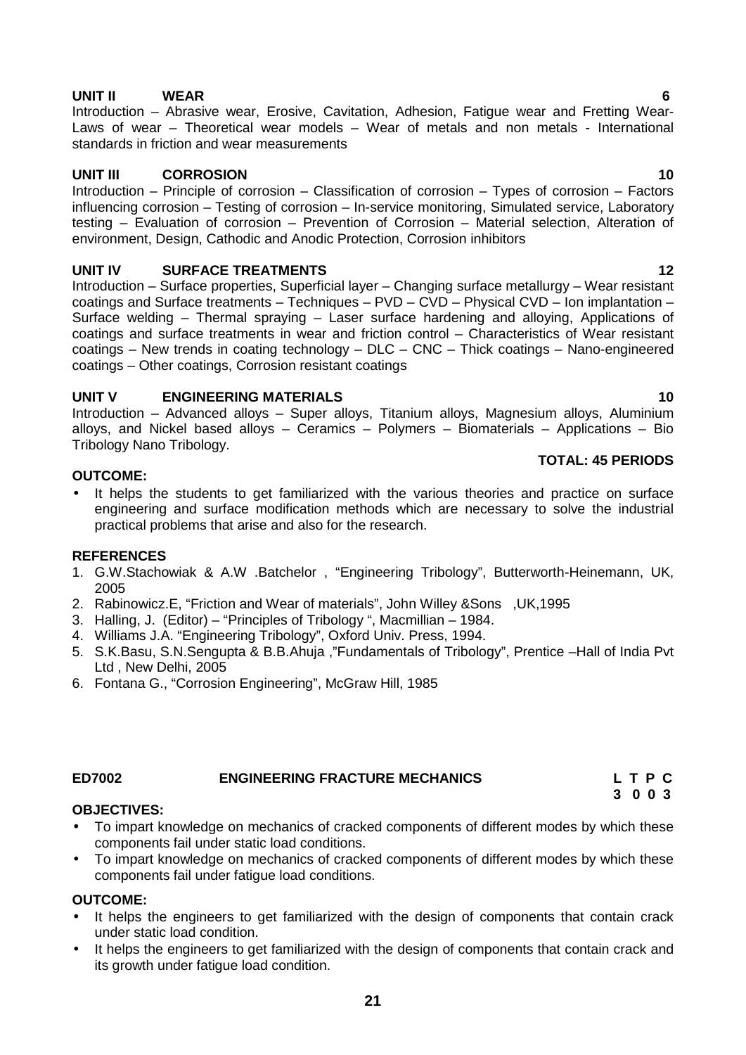**UNIT II WEAR 6**

Introduction – Abrasive wear, Erosive, Cavitation, Adhesion, Fatigue wear and Fretting Wear- Laws of wear – Theoretical wear models – Wear of metals and non metals - International standards in friction and wear measurements

**UNIT III CORROSION 10**

Introduction – Principle of corrosion – Classification of corrosion – Types of corrosion – Factors influencing corrosion – Testing of corrosion – In-service monitoring, Simulated service, Laboratory testing – Evaluation of corrosion – Prevention of Corrosion – Material selection, Alteration of environment, Design, Cathodic and Anodic Protection, Corrosion inhibitors

**UNIT IV SURFACE TREATMENTS 12**

Introduction – Surface properties, Superficial layer – Changing surface metallurgy – Wear resistant coatings and Surface treatments – Techniques – PVD – CVD – Physical CVD – Ion implantation – Surface welding – Thermal spraying – Laser surface hardening and alloying, Applications of coatings and surface treatments in wear and friction control – Characteristics of Wear resistant coatings – New trends in coating technology – DLC – CNC – Thick coatings – Nano-engineered coatings – Other coatings, Corrosion resistant coatings

**UNIT V ENGINEERING MATERIALS 10**

Introduction – Advanced alloys – Super alloys, Titanium alloys, Magnesium alloys, Aluminium alloys, and Nickel based alloys – Ceramics – Polymers – Biomaterials – Applications – Bio Tribology Nano Tribology.

**TOTAL: 45 PERIODS**

**OUTCOME:**

- It helps the students to get familiarized with the various theories and practice on surface engineering and surface modification methods which are necessary to solve the industrial practical problems that arise and also for the research.

**REFERENCES**

1. G.W.Stachowiak & A.W .Batchelor , "Engineering Tribology", Butterworth-Heinemann, UK, 2005
2. Rabinowicz.E, "Friction and Wear of materials", John Willey &Sons ,UK,1995
3. Halling, J. (Editor) – "Principles of Tribology ", Macmillian – 1984.
4. Williams J.A. "Engineering Tribology", Oxford Univ. Press, 1994.
5. S.K.Basu, S.N.Sengupta & B.B.Ahuja ,"Fundamentals of Tribology", Prentice –Hall of India Pvt Ltd , New Delhi, 2005
6. Fontana G., "Corrosion Engineering", McGraw Hill, 1985

## ED7002 ENGINEERING FRACTURE MECHANICS

| L | T | P | C |
|---|---|---|---|
| 3 | 0 | 0 | 3 |

**OBJECTIVES:**

- To impart knowledge on mechanics of cracked components of different modes by which these components fail under static load conditions.
- To impart knowledge on mechanics of cracked components of different modes by which these components fail under fatigue load conditions.

**OUTCOME:**

- It helps the engineers to get familiarized with the design of components that contain crack under static load condition.
- It helps the engineers to get familiarized with the design of components that contain crack and its growth under fatigue load condition.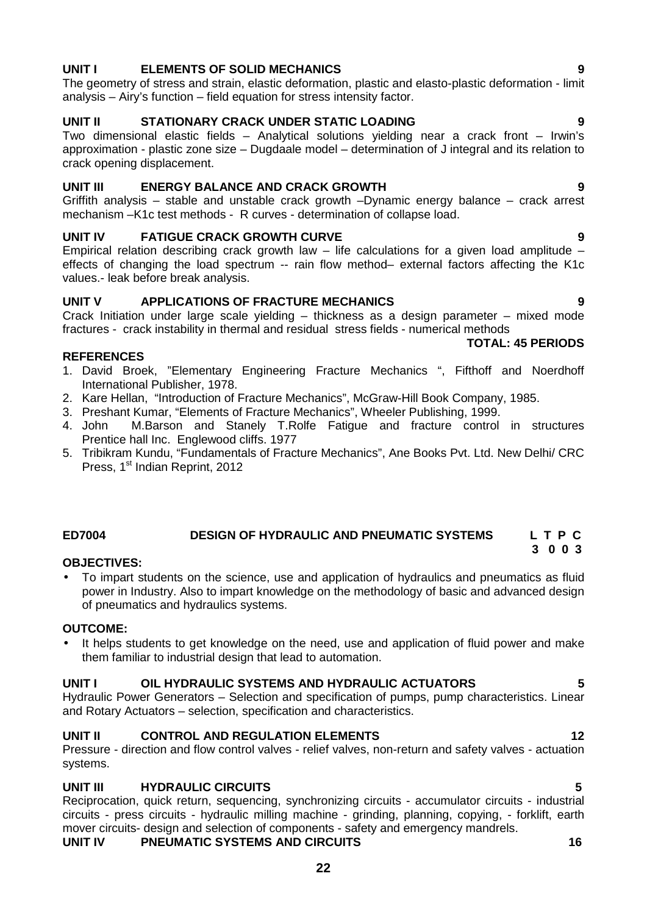**UNIT I ELEMENTS OF SOLID MECHANICS 9**

The geometry of stress and strain, elastic deformation, plastic and elasto-plastic deformation - limit analysis – Airy's function – field equation for stress intensity factor.

**UNIT II STATIONARY CRACK UNDER STATIC LOADING 9**

Two dimensional elastic fields – Analytical solutions yielding near a crack front – Irwin's approximation - plastic zone size – Dugdaale model – determination of J integral and its relation to crack opening displacement.

**UNIT III ENERGY BALANCE AND CRACK GROWTH 9**

Griffith analysis – stable and unstable crack growth –Dynamic energy balance – crack arrest mechanism –K1c test methods - R curves - determination of collapse load.

**UNIT IV FATIGUE CRACK GROWTH CURVE 9**

Empirical relation describing crack growth law – life calculations for a given load amplitude – effects of changing the load spectrum -- rain flow method– external factors affecting the K1c values.- leak before break analysis.

**UNIT V APPLICATIONS OF FRACTURE MECHANICS 9**

Crack Initiation under large scale yielding – thickness as a design parameter – mixed mode fractures - crack instability in thermal and residual stress fields - numerical methods

**TOTAL: 45 PERIODS**

**REFERENCES**

1. David Broek, "Elementary Engineering Fracture Mechanics ", Fifthoff and Noerdhoff International Publisher, 1978.
2. Kare Hellan, "Introduction of Fracture Mechanics", McGraw-Hill Book Company, 1985.
3. Preshant Kumar, "Elements of Fracture Mechanics", Wheeler Publishing, 1999.
4. John M.Barson and Stanely T.Rolfe Fatigue and fracture control in structures Prentice hall Inc. Englewood cliffs. 1977
5. Tribikram Kundu, "Fundamentals of Fracture Mechanics", Ane Books Pvt. Ltd. New Delhi/ CRC Press, 1st Indian Reprint, 2012

## ED7004 DESIGN OF HYDRAULIC AND PNEUMATIC SYSTEMS

**L T P C**
**3 0 0 3**

**OBJECTIVES:**

- To impart students on the science, use and application of hydraulics and pneumatics as fluid power in Industry. Also to impart knowledge on the methodology of basic and advanced design of pneumatics and hydraulics systems.

**OUTCOME:**

- It helps students to get knowledge on the need, use and application of fluid power and make them familiar to industrial design that lead to automation.

**UNIT I OIL HYDRAULIC SYSTEMS AND HYDRAULIC ACTUATORS 5**

Hydraulic Power Generators – Selection and specification of pumps, pump characteristics. Linear and Rotary Actuators – selection, specification and characteristics.

**UNIT II CONTROL AND REGULATION ELEMENTS 12**

Pressure - direction and flow control valves - relief valves, non-return and safety valves - actuation systems.

**UNIT III HYDRAULIC CIRCUITS 5**

Reciprocation, quick return, sequencing, synchronizing circuits - accumulator circuits - industrial circuits - press circuits - hydraulic milling machine - grinding, planning, copying, - forklift, earth mover circuits- design and selection of components - safety and emergency mandrels.

**UNIT IV PNEUMATIC SYSTEMS AND CIRCUITS 16**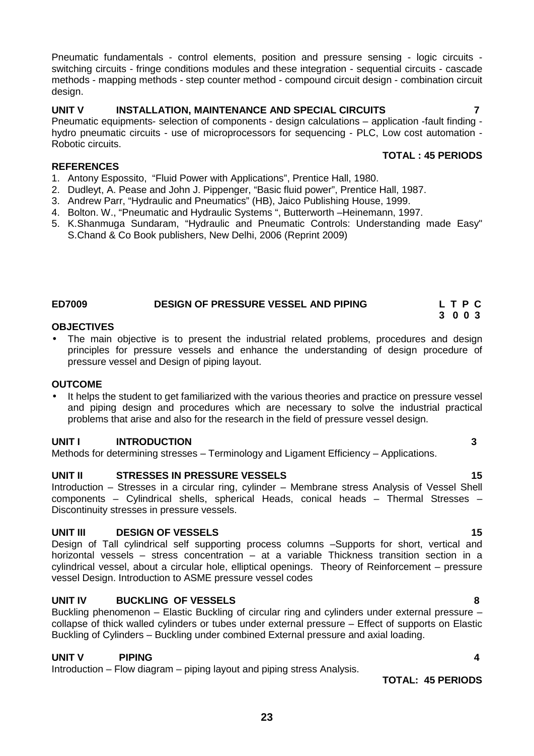Pneumatic fundamentals - control elements, position and pressure sensing - logic circuits - switching circuits - fringe conditions modules and these integration - sequential circuits - cascade methods - mapping methods - step counter method - compound circuit design - combination circuit design.

**UNIT V INSTALLATION, MAINTENANCE AND SPECIAL CIRCUITS 7**

Pneumatic equipments- selection of components - design calculations – application -fault finding - hydro pneumatic circuits - use of microprocessors for sequencing - PLC, Low cost automation - Robotic circuits.

**TOTAL : 45 PERIODS**

**REFERENCES**

1. Antony Espossito, "Fluid Power with Applications", Prentice Hall, 1980.
2. Dudleyt, A. Pease and John J. Pippenger, "Basic fluid power", Prentice Hall, 1987.
3. Andrew Parr, "Hydraulic and Pneumatics" (HB), Jaico Publishing House, 1999.
4. Bolton. W., "Pneumatic and Hydraulic Systems ", Butterworth –Heinemann, 1997.
5. K.Shanmuga Sundaram, "Hydraulic and Pneumatic Controls: Understanding made Easy" S.Chand & Co Book publishers, New Delhi, 2006 (Reprint 2009)

## ED7009 DESIGN OF PRESSURE VESSEL AND PIPING

| L | T | P | C |
|---|---|---|---|
| 3 | 0 | 0 | 3 |

**OBJECTIVES**

- The main objective is to present the industrial related problems, procedures and design principles for pressure vessels and enhance the understanding of design procedure of pressure vessel and Design of piping layout.

**OUTCOME**

- It helps the student to get familiarized with the various theories and practice on pressure vessel and piping design and procedures which are necessary to solve the industrial practical problems that arise and also for the research in the field of pressure vessel design.

**UNIT I INTRODUCTION 3**

Methods for determining stresses – Terminology and Ligament Efficiency – Applications.

**UNIT II STRESSES IN PRESSURE VESSELS 15**

Introduction – Stresses in a circular ring, cylinder – Membrane stress Analysis of Vessel Shell components – Cylindrical shells, spherical Heads, conical heads – Thermal Stresses – Discontinuity stresses in pressure vessels.

**UNIT III DESIGN OF VESSELS 15**

Design of Tall cylindrical self supporting process columns –Supports for short, vertical and horizontal vessels – stress concentration – at a variable Thickness transition section in a cylindrical vessel, about a circular hole, elliptical openings. Theory of Reinforcement – pressure vessel Design. Introduction to ASME pressure vessel codes

**UNIT IV BUCKLING OF VESSELS 8**

Buckling phenomenon – Elastic Buckling of circular ring and cylinders under external pressure – collapse of thick walled cylinders or tubes under external pressure – Effect of supports on Elastic Buckling of Cylinders – Buckling under combined External pressure and axial loading.

**UNIT V PIPING 4**

Introduction – Flow diagram – piping layout and piping stress Analysis.

**TOTAL: 45 PERIODS**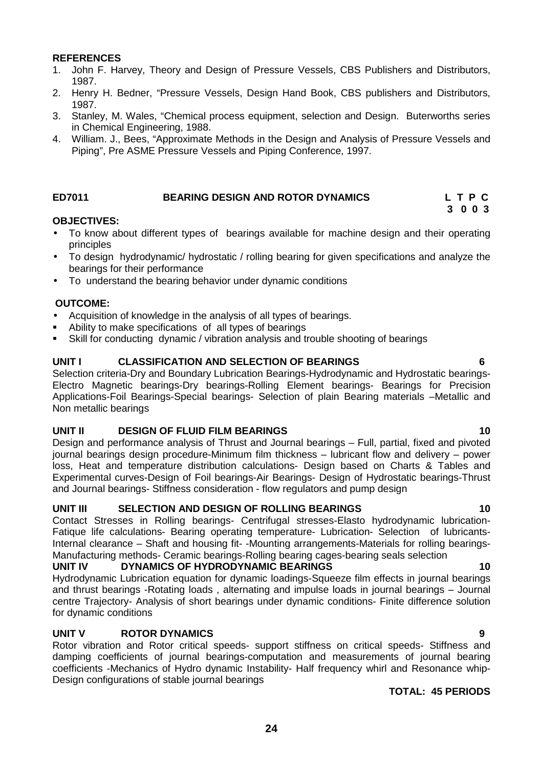**REFERENCES**

1. John F. Harvey, Theory and Design of Pressure Vessels, CBS Publishers and Distributors, 1987.
2. Henry H. Bedner, "Pressure Vessels, Design Hand Book, CBS publishers and Distributors, 1987.
3. Stanley, M. Wales, "Chemical process equipment, selection and Design. Buterworths series in Chemical Engineering, 1988.
4. William. J., Bees, "Approximate Methods in the Design and Analysis of Pressure Vessels and Piping", Pre ASME Pressure Vessels and Piping Conference, 1997.

## ED7011 BEARING DESIGN AND ROTOR DYNAMICS

| L | T | P | C |
|---|---|---|---|
| 3 | 0 | 0 | 3 |

**OBJECTIVES:**

- To know about different types of bearings available for machine design and their operating principles
- To design hydrodynamic/ hydrostatic / rolling bearing for given specifications and analyze the bearings for their performance
- To understand the bearing behavior under dynamic conditions

**OUTCOME:**

- Acquisition of knowledge in the analysis of all types of bearings.
- Ability to make specifications of all types of bearings
- Skill for conducting dynamic / vibration analysis and trouble shooting of bearings

**UNIT I CLASSIFICATION AND SELECTION OF BEARINGS 6**

Selection criteria-Dry and Boundary Lubrication Bearings-Hydrodynamic and Hydrostatic bearings-Electro Magnetic bearings-Dry bearings-Rolling Element bearings- Bearings for Precision Applications-Foil Bearings-Special bearings- Selection of plain Bearing materials –Metallic and Non metallic bearings

**UNIT II DESIGN OF FLUID FILM BEARINGS 10**

Design and performance analysis of Thrust and Journal bearings – Full, partial, fixed and pivoted journal bearings design procedure-Minimum film thickness – lubricant flow and delivery – power loss, Heat and temperature distribution calculations- Design based on Charts & Tables and Experimental curves-Design of Foil bearings-Air Bearings- Design of Hydrostatic bearings-Thrust and Journal bearings- Stiffness consideration - flow regulators and pump design

**UNIT III SELECTION AND DESIGN OF ROLLING BEARINGS 10**

Contact Stresses in Rolling bearings- Centrifugal stresses-Elasto hydrodynamic lubrication-Fatique life calculations- Bearing operating temperature- Lubrication- Selection of lubricants-Internal clearance – Shaft and housing fit- -Mounting arrangements-Materials for rolling bearings-Manufacturing methods- Ceramic bearings-Rolling bearing cages-bearing seals selection

**UNIT IV DYNAMICS OF HYDRODYNAMIC BEARINGS 10**

Hydrodynamic Lubrication equation for dynamic loadings-Squeeze film effects in journal bearings and thrust bearings -Rotating loads , alternating and impulse loads in journal bearings – Journal centre Trajectory- Analysis of short bearings under dynamic conditions- Finite difference solution for dynamic conditions

**UNIT V ROTOR DYNAMICS 9**

Rotor vibration and Rotor critical speeds- support stiffness on critical speeds- Stiffness and damping coefficients of journal bearings-computation and measurements of journal bearing coefficients -Mechanics of Hydro dynamic Instability- Half frequency whirl and Resonance whip-Design configurations of stable journal bearings

**TOTAL: 45 PERIODS**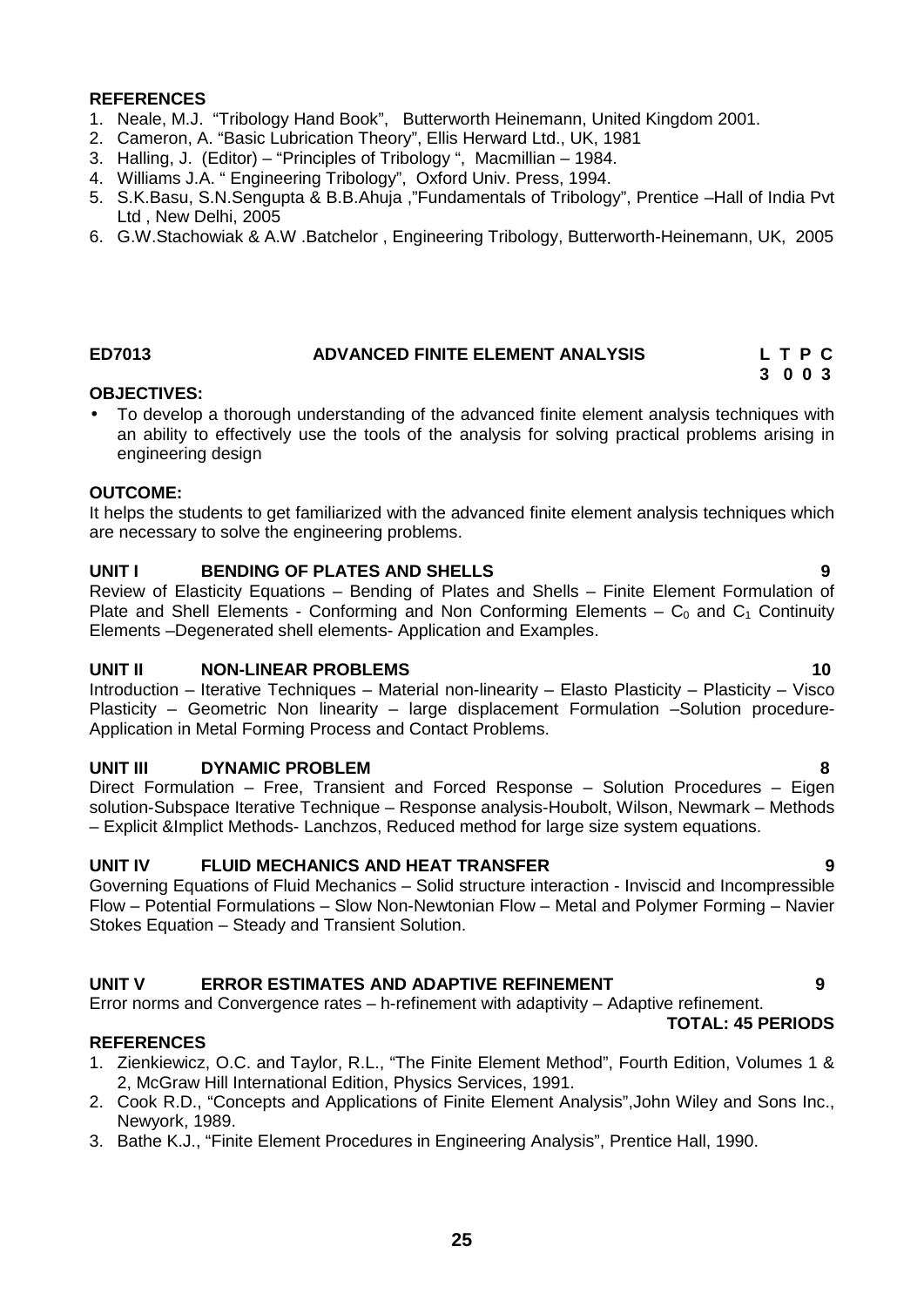**REFERENCES**

1. Neale, M.J. "Tribology Hand Book", Butterworth Heinemann, United Kingdom 2001.
2. Cameron, A. "Basic Lubrication Theory", Ellis Herward Ltd., UK, 1981
3. Halling, J. (Editor) – "Principles of Tribology ", Macmillian – 1984.
4. Williams J.A. " Engineering Tribology", Oxford Univ. Press, 1994.
5. S.K.Basu, S.N.Sengupta & B.B.Ahuja ,"Fundamentals of Tribology", Prentice –Hall of India Pvt Ltd , New Delhi, 2005
6. G.W.Stachowiak & A.W .Batchelor , Engineering Tribology, Butterworth-Heinemann, UK, 2005

## ED7013 ADVANCED FINITE ELEMENT ANALYSIS

| L | T | P | C |
|---|---|---|---|
| 3 | 0 | 0 | 3 |

**OBJECTIVES:**

- To develop a thorough understanding of the advanced finite element analysis techniques with an ability to effectively use the tools of the analysis for solving practical problems arising in engineering design

**OUTCOME:**

It helps the students to get familiarized with the advanced finite element analysis techniques which are necessary to solve the engineering problems.

**UNIT I BENDING OF PLATES AND SHELLS 9**

Review of Elasticity Equations – Bending of Plates and Shells – Finite Element Formulation of Plate and Shell Elements - Conforming and Non Conforming Elements – $C_0$ and $C_1$ Continuity Elements –Degenerated shell elements- Application and Examples.

**UNIT II NON-LINEAR PROBLEMS 10**

Introduction – Iterative Techniques – Material non-linearity – Elasto Plasticity – Plasticity – Visco Plasticity – Geometric Non linearity – large displacement Formulation –Solution procedure-Application in Metal Forming Process and Contact Problems.

**UNIT III DYNAMIC PROBLEM 8**

Direct Formulation – Free, Transient and Forced Response – Solution Procedures – Eigen solution-Subspace Iterative Technique – Response analysis-Houbolt, Wilson, Newmark – Methods – Explicit &Implict Methods- Lanchzos, Reduced method for large size system equations.

**UNIT IV FLUID MECHANICS AND HEAT TRANSFER 9**

Governing Equations of Fluid Mechanics – Solid structure interaction - Inviscid and Incompressible Flow – Potential Formulations – Slow Non-Newtonian Flow – Metal and Polymer Forming – Navier Stokes Equation – Steady and Transient Solution.

**UNIT V ERROR ESTIMATES AND ADAPTIVE REFINEMENT 9**

Error norms and Convergence rates – h-refinement with adaptivity – Adaptive refinement.

**TOTAL: 45 PERIODS**

**REFERENCES**

1. Zienkiewicz, O.C. and Taylor, R.L., "The Finite Element Method", Fourth Edition, Volumes 1 & 2, McGraw Hill International Edition, Physics Services, 1991.
2. Cook R.D., "Concepts and Applications of Finite Element Analysis",John Wiley and Sons Inc., Newyork, 1989.
3. Bathe K.J., "Finite Element Procedures in Engineering Analysis", Prentice Hall, 1990.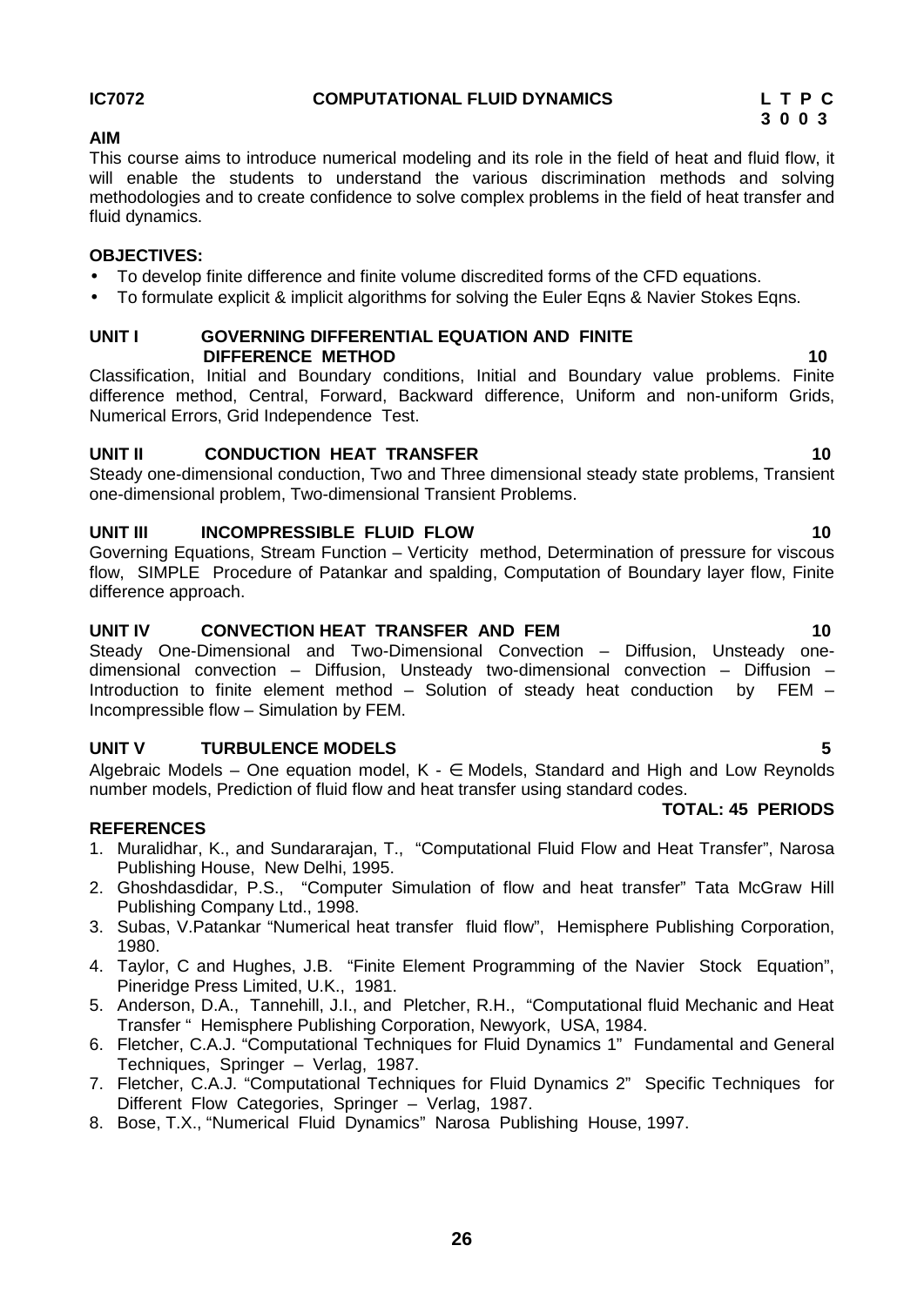**IC7072 COMPUTATIONAL FLUID DYNAMICS**

| L | T | P | C |
|---|---|---|---|
| 3 | 0 | 0 | 3 |

**AIM**

This course aims to introduce numerical modeling and its role in the field of heat and fluid flow, it will enable the students to understand the various discrimination methods and solving methodologies and to create confidence to solve complex problems in the field of heat transfer and fluid dynamics.

**OBJECTIVES:**

- To develop finite difference and finite volume discredited forms of the CFD equations.
- To formulate explicit & implicit algorithms for solving the Euler Eqns & Navier Stokes Eqns.

**UNIT I GOVERNING DIFFERENTIAL EQUATION AND FINITE DIFFERENCE METHOD 10**

Classification, Initial and Boundary conditions, Initial and Boundary value problems. Finite difference method, Central, Forward, Backward difference, Uniform and non-uniform Grids, Numerical Errors, Grid Independence Test.

**UNIT II CONDUCTION HEAT TRANSFER 10**

Steady one-dimensional conduction, Two and Three dimensional steady state problems, Transient one-dimensional problem, Two-dimensional Transient Problems.

**UNIT III INCOMPRESSIBLE FLUID FLOW 10**

Governing Equations, Stream Function – Verticity method, Determination of pressure for viscous flow, SIMPLE Procedure of Patankar and spalding, Computation of Boundary layer flow, Finite difference approach.

**UNIT IV CONVECTION HEAT TRANSFER AND FEM 10**

Steady One-Dimensional and Two-Dimensional Convection – Diffusion, Unsteady one-dimensional convection – Diffusion, Unsteady two-dimensional convection – Diffusion – Introduction to finite element method – Solution of steady heat conduction by FEM – Incompressible flow – Simulation by FEM.

**UNIT V TURBULENCE MODELS 5**

Algebraic Models – One equation model, K - ∈ Models, Standard and High and Low Reynolds number models, Prediction of fluid flow and heat transfer using standard codes.

**TOTAL: 45 PERIODS**

**REFERENCES**

1. Muralidhar, K., and Sundararajan, T., "Computational Fluid Flow and Heat Transfer", Narosa Publishing House, New Delhi, 1995.
2. Ghoshdasdidar, P.S., "Computer Simulation of flow and heat transfer" Tata McGraw Hill Publishing Company Ltd., 1998.
3. Subas, V.Patankar "Numerical heat transfer fluid flow", Hemisphere Publishing Corporation, 1980.
4. Taylor, C and Hughes, J.B. "Finite Element Programming of the Navier Stock Equation", Pineridge Press Limited, U.K., 1981.
5. Anderson, D.A., Tannehill, J.I., and Pletcher, R.H., "Computational fluid Mechanic and Heat Transfer " Hemisphere Publishing Corporation, Newyork, USA, 1984.
6. Fletcher, C.A.J. "Computational Techniques for Fluid Dynamics 1" Fundamental and General Techniques, Springer – Verlag, 1987.
7. Fletcher, C.A.J. "Computational Techniques for Fluid Dynamics 2" Specific Techniques for Different Flow Categories, Springer – Verlag, 1987.
8. Bose, T.X., "Numerical Fluid Dynamics" Narosa Publishing House, 1997.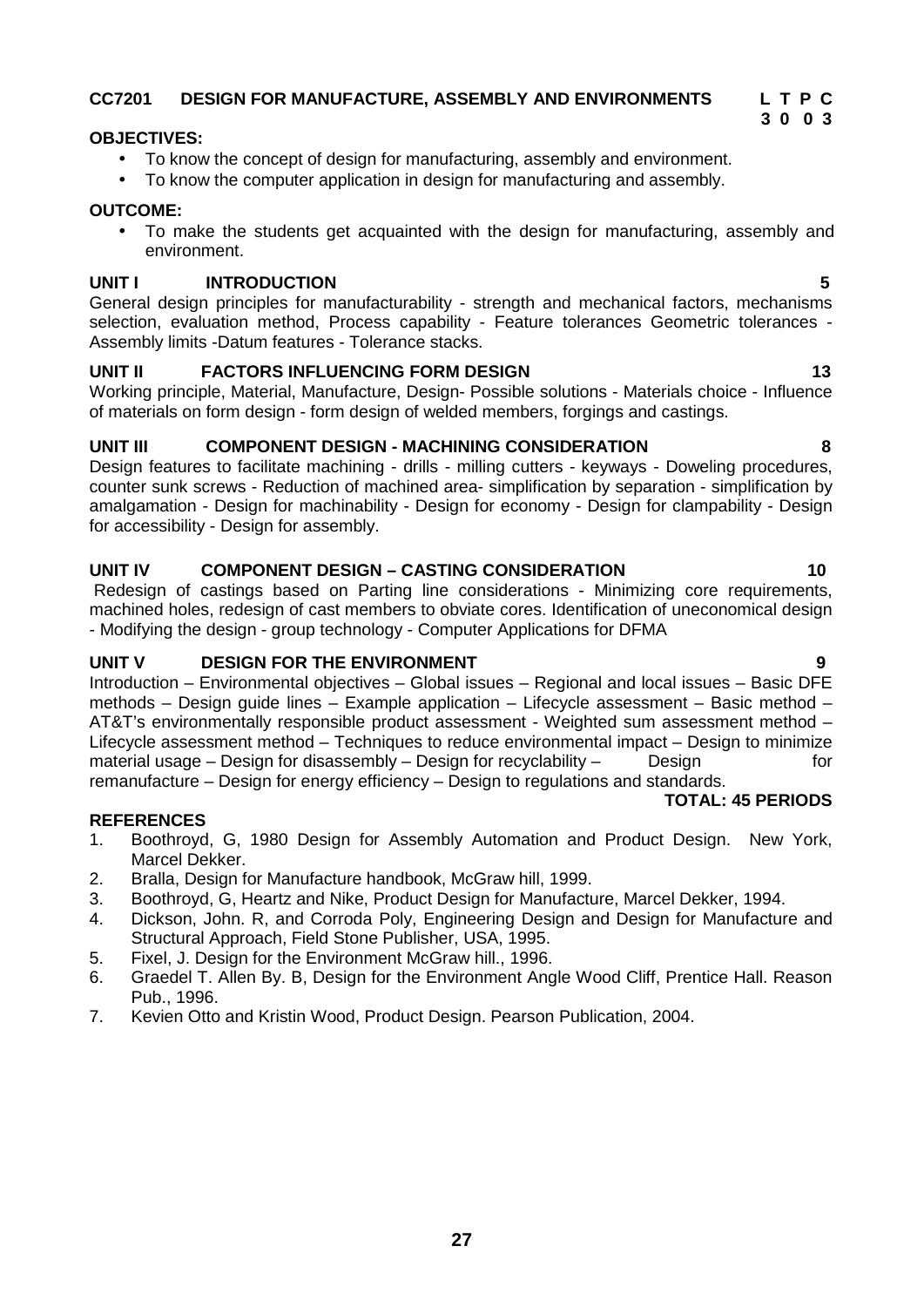**CC7201 DESIGN FOR MANUFACTURE, ASSEMBLY AND ENVIRONMENTS** **L T P C**
**3 0 0 3**

**OBJECTIVES:**

- To know the concept of design for manufacturing, assembly and environment.
- To know the computer application in design for manufacturing and assembly.

**OUTCOME:**

- To make the students get acquainted with the design for manufacturing, assembly and environment.

**UNIT I INTRODUCTION** **5**

General design principles for manufacturability - strength and mechanical factors, mechanisms selection, evaluation method, Process capability - Feature tolerances Geometric tolerances - Assembly limits -Datum features - Tolerance stacks.

**UNIT II FACTORS INFLUENCING FORM DESIGN** **13**

Working principle, Material, Manufacture, Design- Possible solutions - Materials choice - Influence of materials on form design - form design of welded members, forgings and castings.

**UNIT III COMPONENT DESIGN - MACHINING CONSIDERATION** **8**

Design features to facilitate machining - drills - milling cutters - keyways - Doweling procedures, counter sunk screws - Reduction of machined area- simplification by separation - simplification by amalgamation - Design for machinability - Design for economy - Design for clampability - Design for accessibility - Design for assembly.

**UNIT IV COMPONENT DESIGN – CASTING CONSIDERATION** **10**

Redesign of castings based on Parting line considerations - Minimizing core requirements, machined holes, redesign of cast members to obviate cores. Identification of uneconomical design - Modifying the design - group technology - Computer Applications for DFMA

**UNIT V DESIGN FOR THE ENVIRONMENT** **9**

Introduction – Environmental objectives – Global issues – Regional and local issues – Basic DFE methods – Design guide lines – Example application – Lifecycle assessment – Basic method – AT&T's environmentally responsible product assessment - Weighted sum assessment method – Lifecycle assessment method – Techniques to reduce environmental impact – Design to minimize material usage – Design for disassembly – Design for recyclability – Design for remanufacture – Design for energy efficiency – Design to regulations and standards.

**TOTAL: 45 PERIODS**

**REFERENCES**

1. Boothroyd, G, 1980 Design for Assembly Automation and Product Design. New York, Marcel Dekker.
2. Bralla, Design for Manufacture handbook, McGraw hill, 1999.
3. Boothroyd, G, Heartz and Nike, Product Design for Manufacture, Marcel Dekker, 1994.
4. Dickson, John. R, and Corroda Poly, Engineering Design and Design for Manufacture and Structural Approach, Field Stone Publisher, USA, 1995.
5. Fixel, J. Design for the Environment McGraw hill., 1996.
6. Graedel T. Allen By. B, Design for the Environment Angle Wood Cliff, Prentice Hall. Reason Pub., 1996.
7. Kevien Otto and Kristin Wood, Product Design. Pearson Publication, 2004.